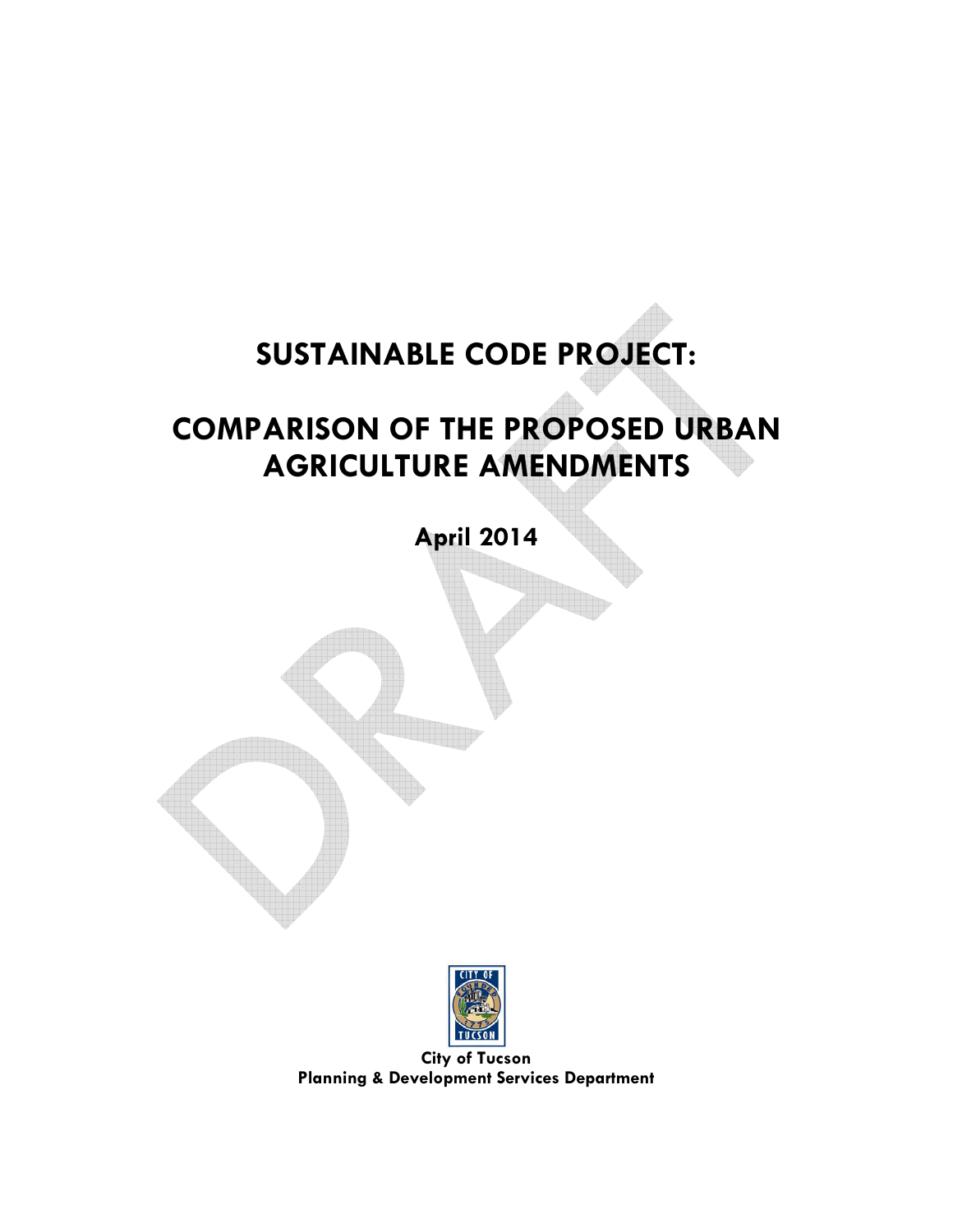# SUSTAINABLE CODE PROJECT:

# COMPARISON OF THE PROPOSED URBAN AGRICULTURE AMENDMENTS

**April 2014**

**City of Tucson**
**Planning & Development Services Department**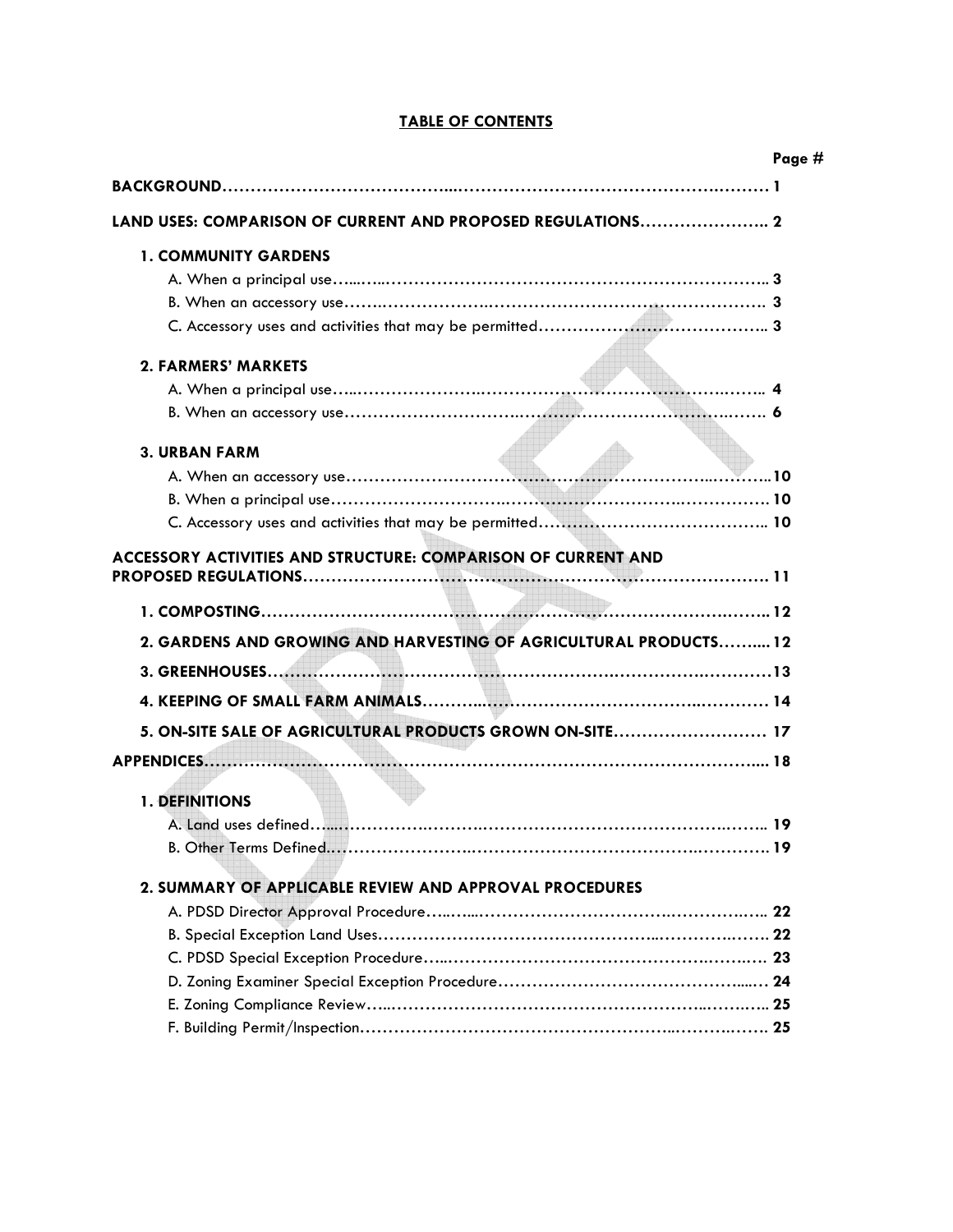# TABLE OF CONTENTS

| | Page # |
|---|---|
| **BACKGROUND** | **1** |
| **LAND USES: COMPARISON OF CURRENT AND PROPOSED REGULATIONS** | **2** |
| **1. COMMUNITY GARDENS** | |
| A. When a principal use | 3 |
| B. When an accessory use | 3 |
| C. Accessory uses and activities that may be permitted | 3 |
| **2. FARMERS' MARKETS** | |
| A. When a principal use | 4 |
| B. When an accessory use | 6 |
| **3. URBAN FARM** | |
| A. When an accessory use | 10 |
| B. When a principal use | 10 |
| C. Accessory uses and activities that may be permitted | 10 |
| **ACCESSORY ACTIVITIES AND STRUCTURE: COMPARISON OF CURRENT AND PROPOSED REGULATIONS** | **11** |
| **1. COMPOSTING** | **12** |
| **2. GARDENS AND GROWING AND HARVESTING OF AGRICULTURAL PRODUCTS** | **12** |
| **3. GREENHOUSES** | **13** |
| **4. KEEPING OF SMALL FARM ANIMALS** | **14** |
| **5. ON-SITE SALE OF AGRICULTURAL PRODUCTS GROWN ON-SITE** | **17** |
| **APPENDICES** | **18** |
| **1. DEFINITIONS** | |
| A. Land uses defined | 19 |
| B. Other Terms Defined | 19 |
| **2. SUMMARY OF APPLICABLE REVIEW AND APPROVAL PROCEDURES** | |
| A. PDSD Director Approval Procedure | 22 |
| B. Special Exception Land Uses | 22 |
| C. PDSD Special Exception Procedure | 23 |
| D. Zoning Examiner Special Exception Procedure | 24 |
| E. Zoning Compliance Review | 25 |
| F. Building Permit/Inspection | 25 |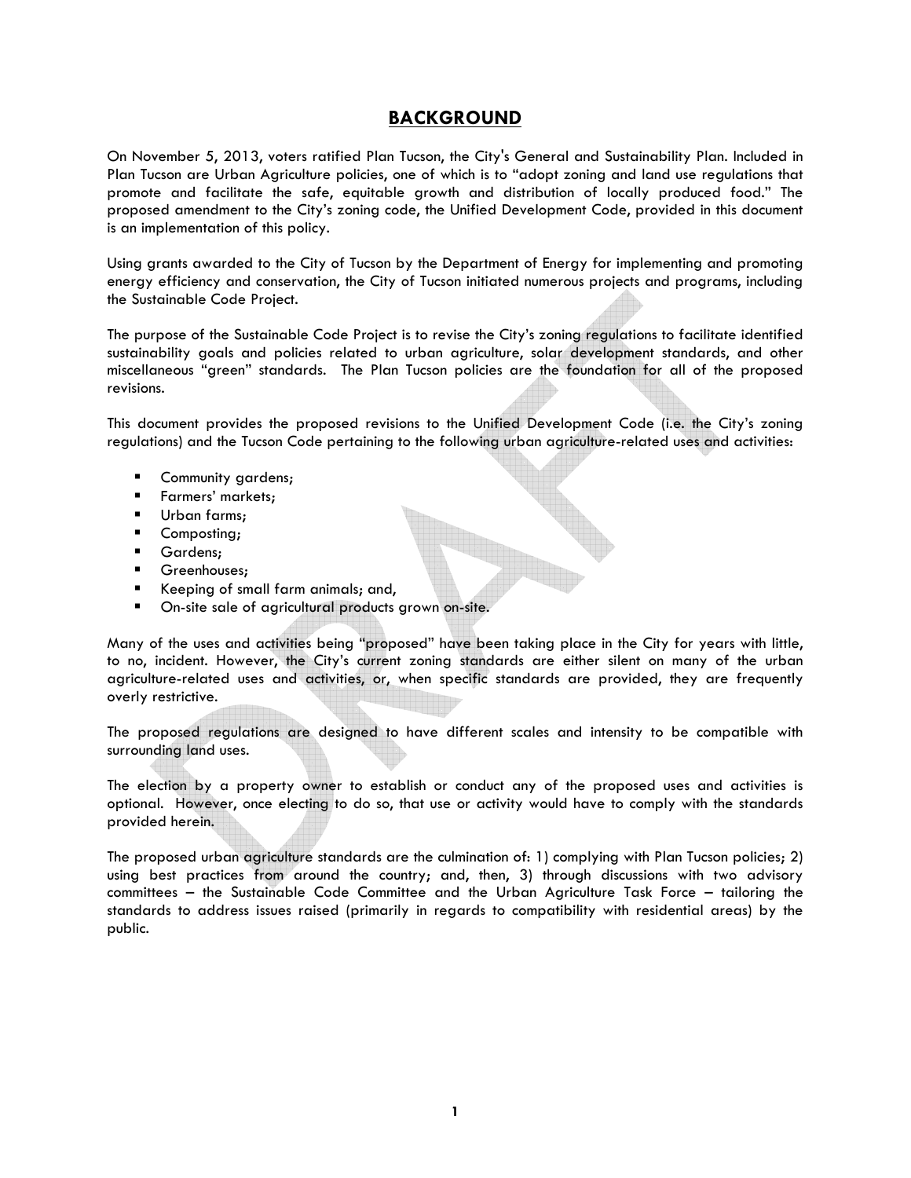## BACKGROUND

On November 5, 2013, voters ratified Plan Tucson, the City's General and Sustainability Plan. Included in Plan Tucson are Urban Agriculture policies, one of which is to "adopt zoning and land use regulations that promote and facilitate the safe, equitable growth and distribution of locally produced food." The proposed amendment to the City's zoning code, the Unified Development Code, provided in this document is an implementation of this policy.

Using grants awarded to the City of Tucson by the Department of Energy for implementing and promoting energy efficiency and conservation, the City of Tucson initiated numerous projects and programs, including the Sustainable Code Project.

The purpose of the Sustainable Code Project is to revise the City's zoning regulations to facilitate identified sustainability goals and policies related to urban agriculture, solar development standards, and other miscellaneous "green" standards. The Plan Tucson policies are the foundation for all of the proposed revisions.

This document provides the proposed revisions to the Unified Development Code (i.e. the City's zoning regulations) and the Tucson Code pertaining to the following urban agriculture-related uses and activities:

- Community gardens;
- Farmers' markets;
- Urban farms;
- Composting;
- Gardens;
- Greenhouses;
- Keeping of small farm animals; and,
- On-site sale of agricultural products grown on-site.

Many of the uses and activities being "proposed" have been taking place in the City for years with little, to no, incident. However, the City's current zoning standards are either silent on many of the urban agriculture-related uses and activities, or, when specific standards are provided, they are frequently overly restrictive.

The proposed regulations are designed to have different scales and intensity to be compatible with surrounding land uses.

The election by a property owner to establish or conduct any of the proposed uses and activities is optional. However, once electing to do so, that use or activity would have to comply with the standards provided herein.

The proposed urban agriculture standards are the culmination of: 1) complying with Plan Tucson policies; 2) using best practices from around the country; and, then, 3) through discussions with two advisory committees – the Sustainable Code Committee and the Urban Agriculture Task Force – tailoring the standards to address issues raised (primarily in regards to compatibility with residential areas) by the public.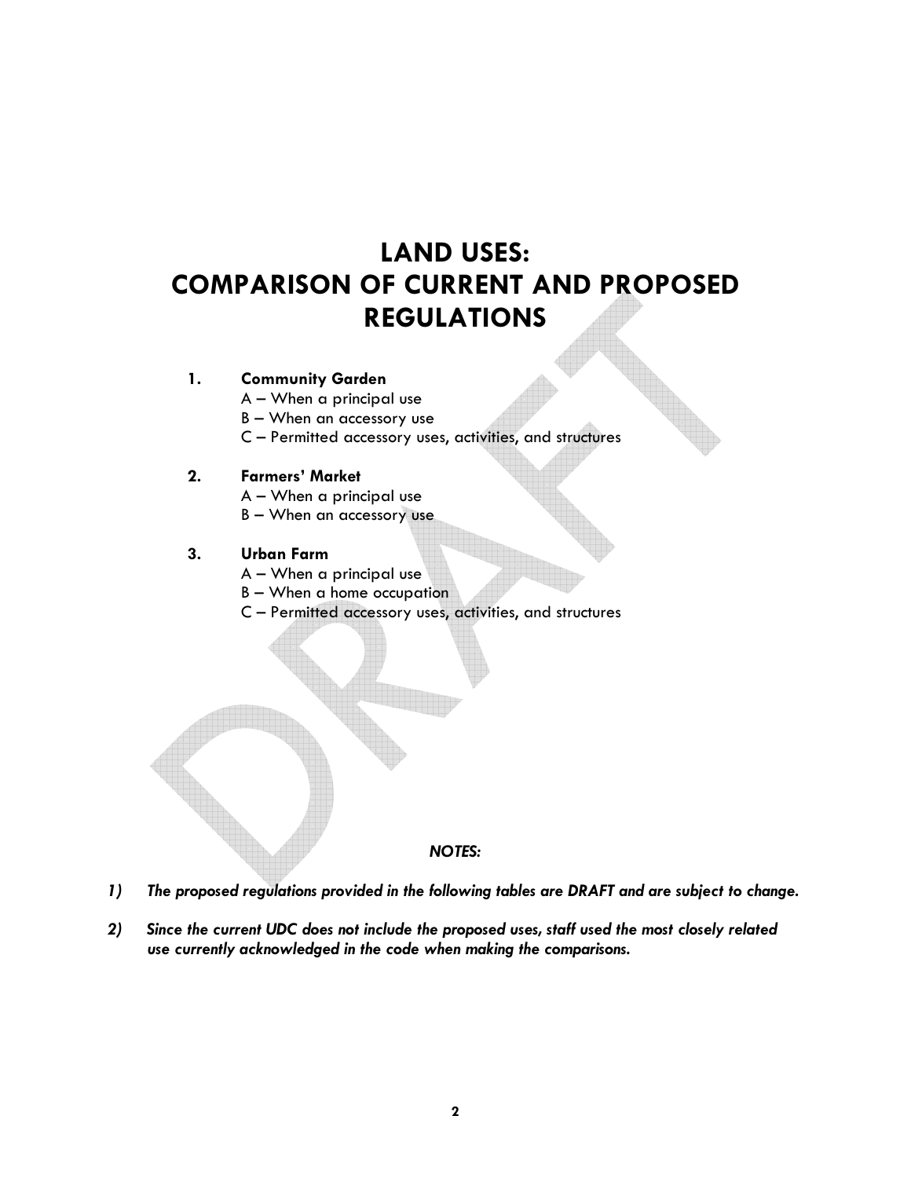# LAND USES: COMPARISON OF CURRENT AND PROPOSED REGULATIONS

1. **Community Garden**
   - A – When a principal use
   - B – When an accessory use
   - C – Permitted accessory uses, activities, and structures

2. **Farmers' Market**
   - A – When a principal use
   - B – When an accessory use

3. **Urban Farm**
   - A – When a principal use
   - B – When a home occupation
   - C – Permitted accessory uses, activities, and structures

***NOTES:***

1) ***The proposed regulations provided in the following tables are DRAFT and are subject to change.***

2) ***Since the current UDC does not include the proposed uses, staff used the most closely related use currently acknowledged in the code when making the comparisons.***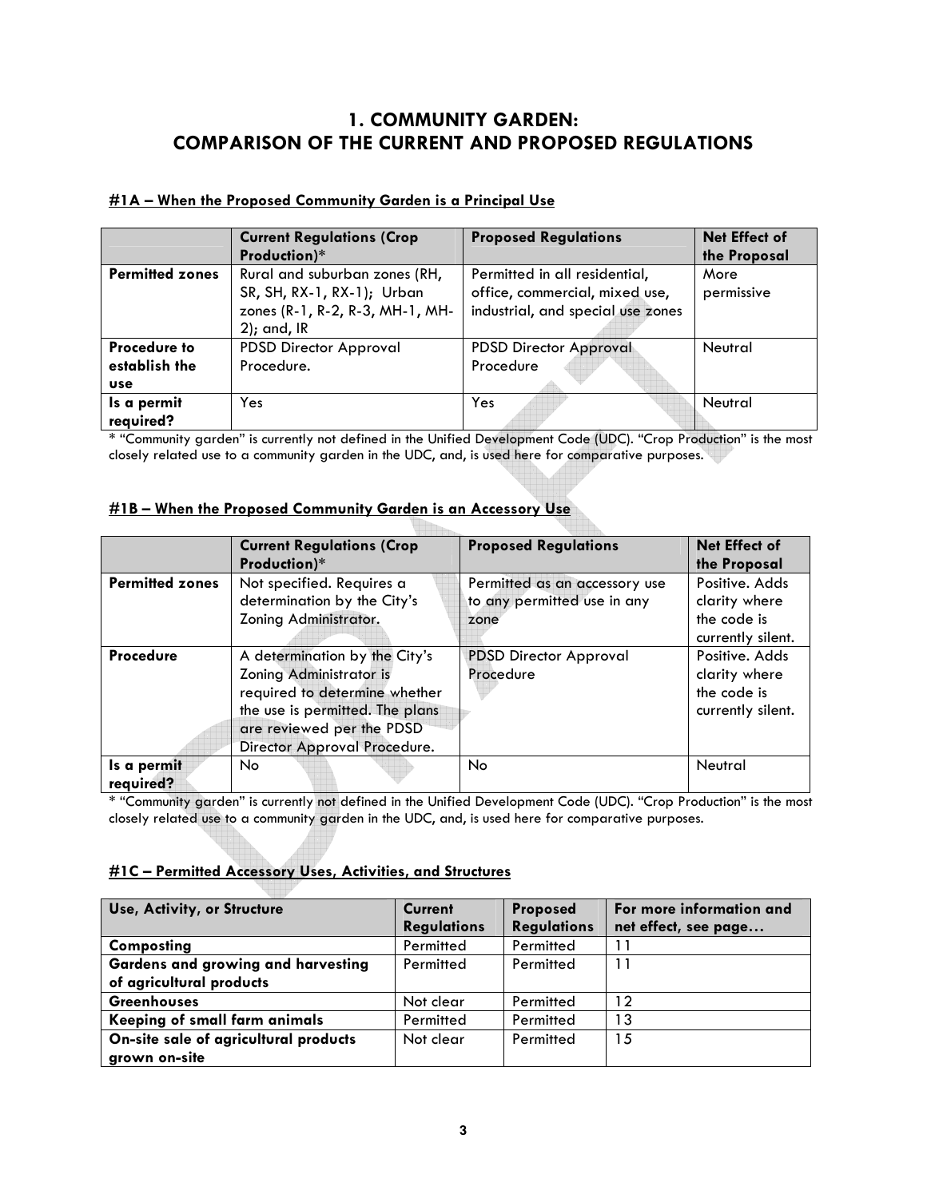# 1. COMMUNITY GARDEN: COMPARISON OF THE CURRENT AND PROPOSED REGULATIONS

## #1A – When the Proposed Community Garden is a Principal Use

| | Current Regulations (Crop Production)* | Proposed Regulations | Net Effect of the Proposal |
|---|---|---|---|
| **Permitted zones** | Rural and suburban zones (RH, SR, SH, RX-1, RX-1); Urban zones (R-1, R-2, R-3, MH-1, MH-2); and, IR | Permitted in all residential, office, commercial, mixed use, industrial, and special use zones | More permissive |
| **Procedure to establish the use** | PDSD Director Approval Procedure. | PDSD Director Approval Procedure | Neutral |
| **Is a permit required?** | Yes | Yes | Neutral |

* "Community garden" is currently not defined in the Unified Development Code (UDC). "Crop Production" is the most closely related use to a community garden in the UDC, and, is used here for comparative purposes.

## #1B – When the Proposed Community Garden is an Accessory Use

| | Current Regulations (Crop Production)* | Proposed Regulations | Net Effect of the Proposal |
|---|---|---|---|
| **Permitted zones** | Not specified. Requires a determination by the City's Zoning Administrator. | Permitted as an accessory use to any permitted use in any zone | Positive. Adds clarity where the code is currently silent. |
| **Procedure** | A determination by the City's Zoning Administrator is required to determine whether the use is permitted. The plans are reviewed per the PDSD Director Approval Procedure. | PDSD Director Approval Procedure | Positive. Adds clarity where the code is currently silent. |
| **Is a permit required?** | No | No | Neutral |

* "Community garden" is currently not defined in the Unified Development Code (UDC). "Crop Production" is the most closely related use to a community garden in the UDC, and, is used here for comparative purposes.

## #1C – Permitted Accessory Uses, Activities, and Structures

| Use, Activity, or Structure | Current Regulations | Proposed Regulations | For more information and net effect, see page… |
|---|---|---|---|
| **Composting** | Permitted | Permitted | 11 |
| **Gardens and growing and harvesting of agricultural products** | Permitted | Permitted | 11 |
| **Greenhouses** | Not clear | Permitted | 12 |
| **Keeping of small farm animals** | Permitted | Permitted | 13 |
| **On-site sale of agricultural products grown on-site** | Not clear | Permitted | 15 |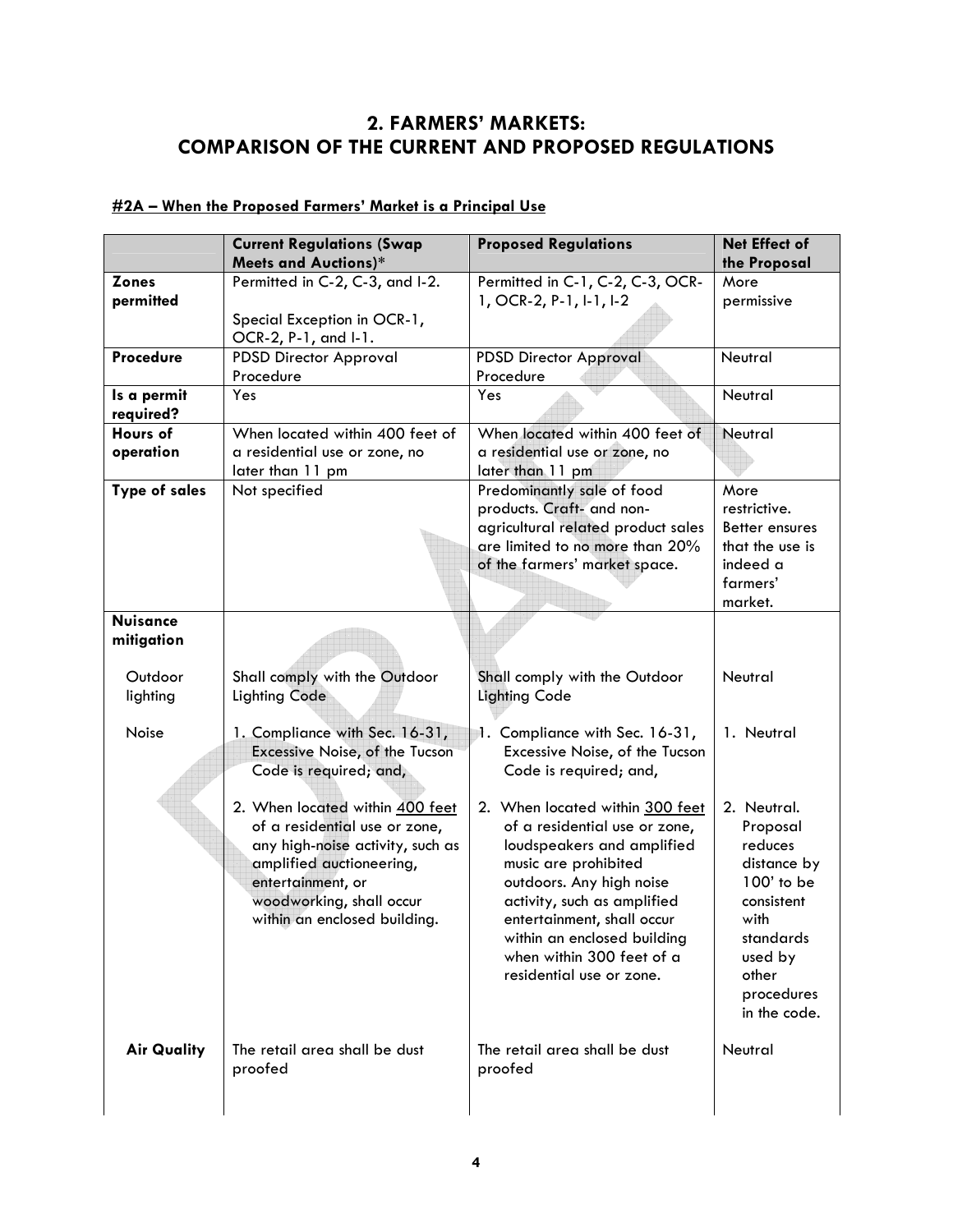## 2. FARMERS' MARKETS: COMPARISON OF THE CURRENT AND PROPOSED REGULATIONS

**#2A – When the Proposed Farmers' Market is a Principal Use**

| | Current Regulations (Swap Meets and Auctions)* | Proposed Regulations | Net Effect of the Proposal |
|---|---|---|---|
| **Zones permitted** | Permitted in C-2, C-3, and I-2.<br><br>Special Exception in OCR-1, OCR-2, P-1, and I-1. | Permitted in C-1, C-2, C-3, OCR-1, OCR-2, P-1, I-1, I-2 | More permissive |
| **Procedure** | PDSD Director Approval Procedure | PDSD Director Approval Procedure | Neutral |
| **Is a permit required?** | Yes | Yes | Neutral |
| **Hours of operation** | When located within 400 feet of a residential use or zone, no later than 11 pm | When located within 400 feet of a residential use or zone, no later than 11 pm | Neutral |
| **Type of sales** | Not specified | Predominantly sale of food products. Craft- and non-agricultural related product sales are limited to no more than 20% of the farmers' market space. | More restrictive. Better ensures that the use is indeed a farmers' market. |
| **Nuisance mitigation** | | | |
| Outdoor lighting | Shall comply with the Outdoor Lighting Code | Shall comply with the Outdoor Lighting Code | Neutral |
| Noise | 1. Compliance with Sec. 16-31, Excessive Noise, of the Tucson Code is required; and,<br><br>2. When located within <u>400 feet</u> of a residential use or zone, any high-noise activity, such as amplified auctioneering, entertainment, or woodworking, shall occur within an enclosed building. | 1. Compliance with Sec. 16-31, Excessive Noise, of the Tucson Code is required; and,<br><br>2. When located within <u>300 feet</u> of a residential use or zone, loudspeakers and amplified music are prohibited outdoors. Any high noise activity, such as amplified entertainment, shall occur within an enclosed building when within 300 feet of a residential use or zone. | 1. Neutral<br><br>2. Neutral. Proposal reduces distance by 100' to be consistent with standards used by other procedures in the code. |
| **Air Quality** | The retail area shall be dust proofed | The retail area shall be dust proofed | Neutral |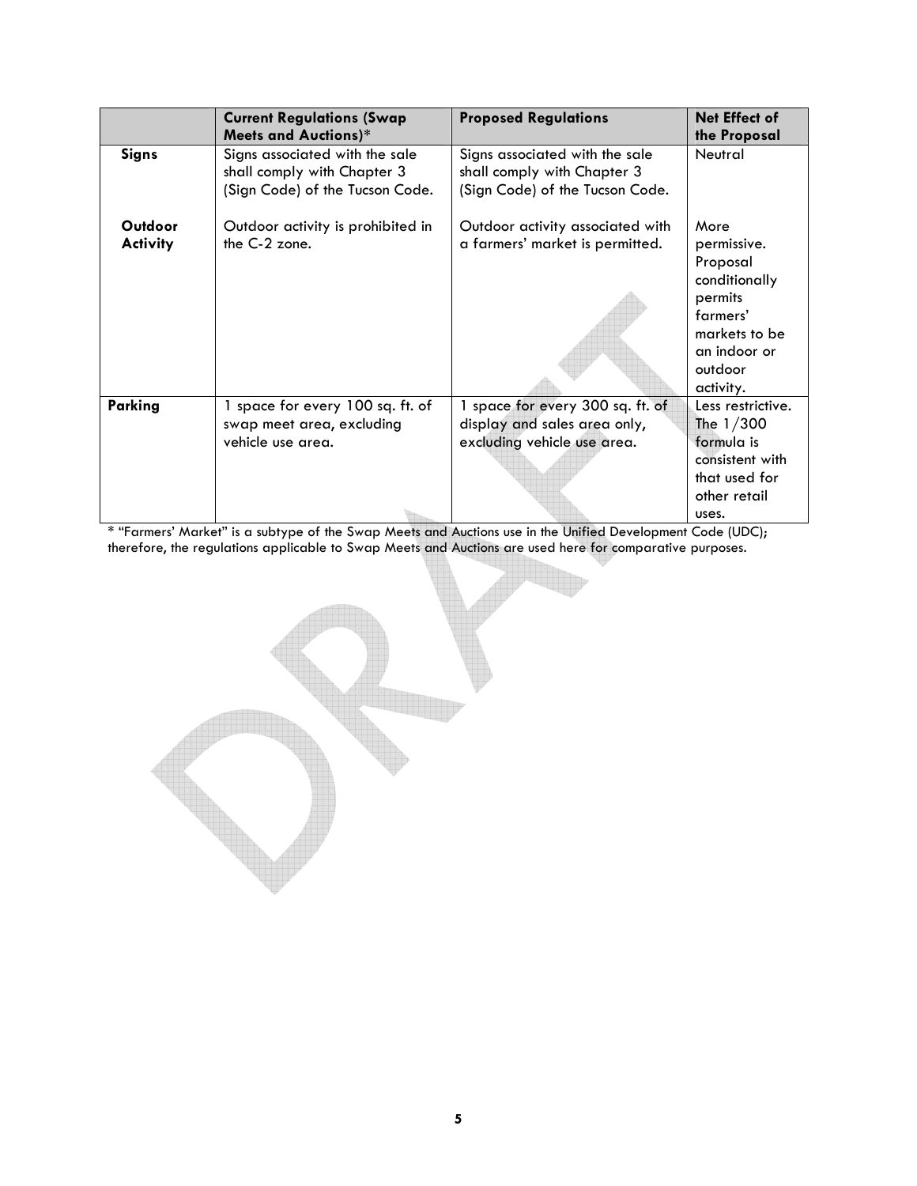| | **Current Regulations (Swap Meets and Auctions)*** | **Proposed Regulations** | **Net Effect of the Proposal** |
|---|---|---|---|
| **Signs** | Signs associated with the sale shall comply with Chapter 3 (Sign Code) of the Tucson Code. | Signs associated with the sale shall comply with Chapter 3 (Sign Code) of the Tucson Code. | Neutral |
| **Outdoor Activity** | Outdoor activity is prohibited in the C-2 zone. | Outdoor activity associated with a farmers' market is permitted. | More permissive. Proposal conditionally permits farmers' markets to be an indoor or outdoor activity. |
| **Parking** | 1 space for every 100 sq. ft. of swap meet area, excluding vehicle use area. | 1 space for every 300 sq. ft. of display and sales area only, excluding vehicle use area. | Less restrictive. The 1/300 formula is consistent with that used for other retail uses. |

* "Farmers' Market" is a subtype of the Swap Meets and Auctions use in the Unified Development Code (UDC); therefore, the regulations applicable to Swap Meets and Auctions are used here for comparative purposes.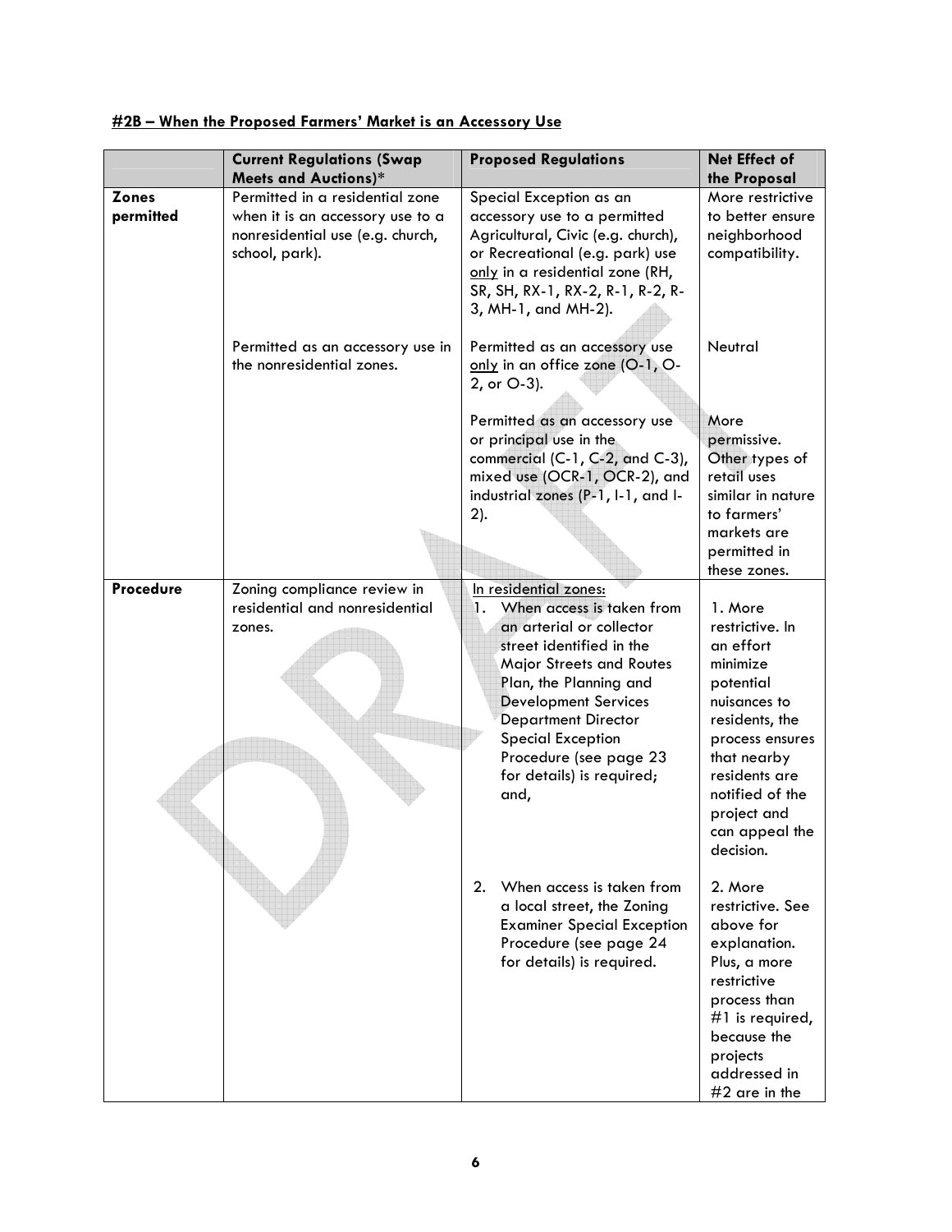**#2B – When the Proposed Farmers' Market is an Accessory Use**

| | Current Regulations (Swap Meets and Auctions)* | Proposed Regulations | Net Effect of the Proposal |
|---|---|---|---|
| **Zones permitted** | Permitted in a residential zone when it is an accessory use to a nonresidential use (e.g. church, school, park). | Special Exception as an accessory use to a permitted Agricultural, Civic (e.g. church), or Recreational (e.g. park) use only in a residential zone (RH, SR, SH, RX-1, RX-2, R-1, R-2, R-3, MH-1, and MH-2). | More restrictive to better ensure neighborhood compatibility. |
| | Permitted as an accessory use in the nonresidential zones. | Permitted as an accessory use only in an office zone (O-1, O-2, or O-3). | Neutral |
| | | Permitted as an accessory use or principal use in the commercial (C-1, C-2, and C-3), mixed use (OCR-1, OCR-2), and industrial zones (P-1, I-1, and I-2). | More permissive. Other types of retail uses similar in nature to farmers' markets are permitted in these zones. |
| **Procedure** | Zoning compliance review in residential and nonresidential zones. | In residential zones:<br>1. When access is taken from an arterial or collector street identified in the Major Streets and Routes Plan, the Planning and Development Services Department Director Special Exception Procedure (see page 23 for details) is required; and, | 1. More restrictive. In an effort minimize potential nuisances to residents, the process ensures that nearby residents are notified of the project and can appeal the decision. |
| | | 2. When access is taken from a local street, the Zoning Examiner Special Exception Procedure (see page 24 for details) is required. | 2. More restrictive. See above for explanation. Plus, a more restrictive process than #1 is required, because the projects addressed in #2 are in the |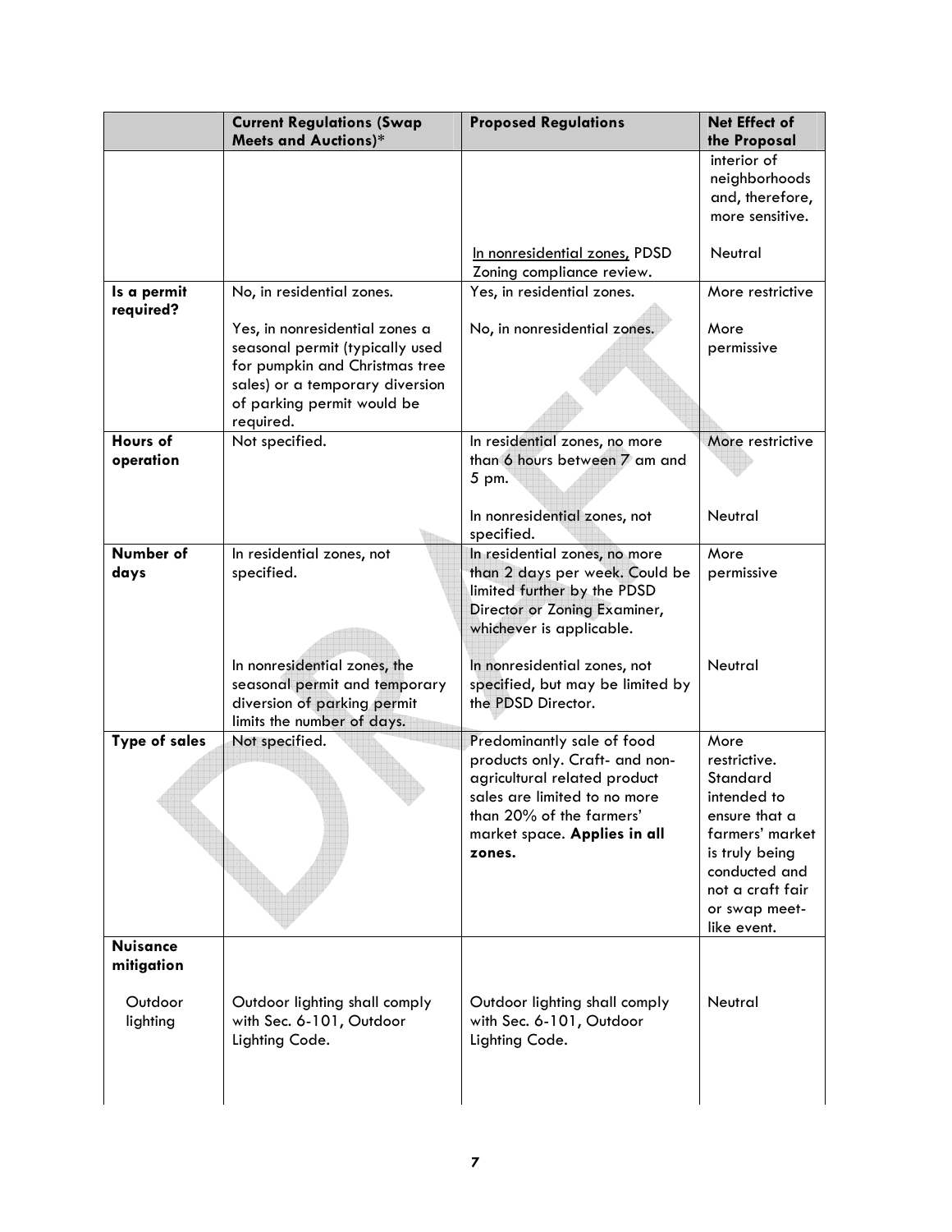| | Current Regulations (Swap Meets and Auctions)* | Proposed Regulations | Net Effect of the Proposal |
|---|---|---|---|
| | | | interior of neighborhoods and, therefore, more sensitive. |
| | | In nonresidential zones, PDSD Zoning compliance review. | Neutral |
| **Is a permit required?** | No, in residential zones. | Yes, in residential zones. | More restrictive |
| | Yes, in nonresidential zones a seasonal permit (typically used for pumpkin and Christmas tree sales) or a temporary diversion of parking permit would be required. | No, in nonresidential zones. | More permissive |
| **Hours of operation** | Not specified. | In residential zones, no more than 6 hours between 7 am and 5 pm. | More restrictive |
| | | In nonresidential zones, not specified. | Neutral |
| **Number of days** | In residential zones, not specified. | In residential zones, no more than 2 days per week. Could be limited further by the PDSD Director or Zoning Examiner, whichever is applicable. | More permissive |
| | In nonresidential zones, the seasonal permit and temporary diversion of parking permit limits the number of days. | In nonresidential zones, not specified, but may be limited by the PDSD Director. | Neutral |
| **Type of sales** | Not specified. | Predominantly sale of food products only. Craft- and non-agricultural related product sales are limited to no more than 20% of the farmers' market space. **Applies in all zones.** | More restrictive. Standard intended to ensure that a farmers' market is truly being conducted and not a craft fair or swap meet-like event. |
| **Nuisance mitigation** | | | |
| Outdoor lighting | Outdoor lighting shall comply with Sec. 6-101, Outdoor Lighting Code. | Outdoor lighting shall comply with Sec. 6-101, Outdoor Lighting Code. | Neutral |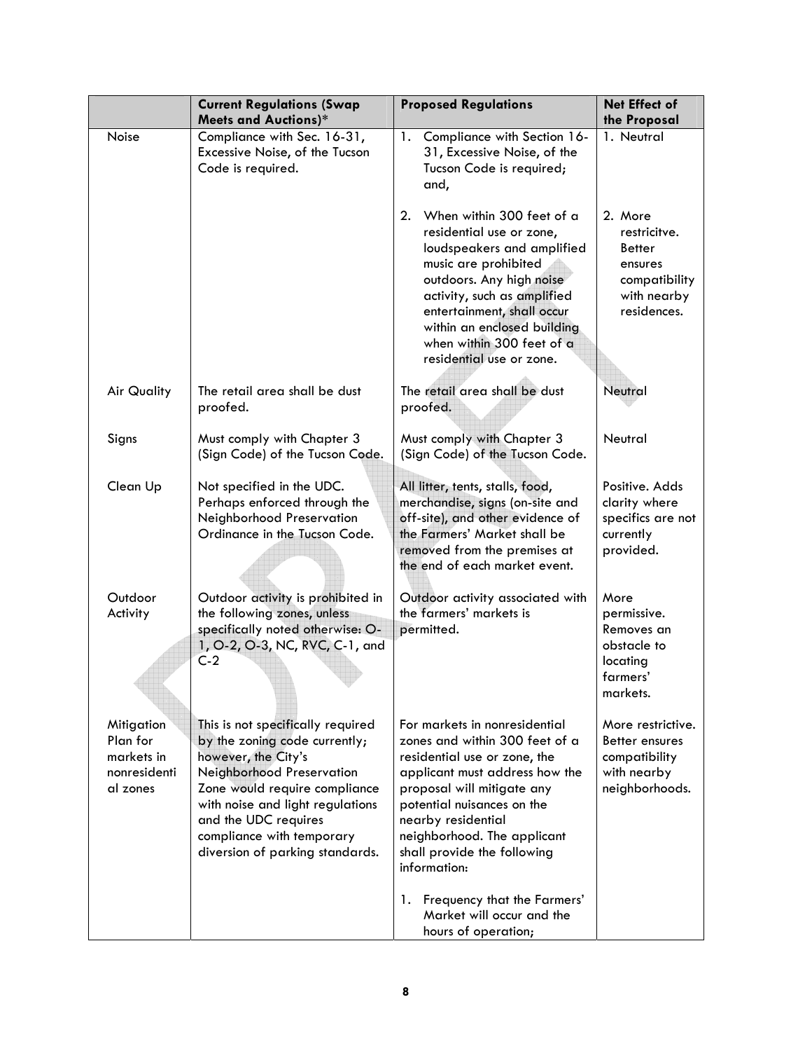| | Current Regulations (Swap Meets and Auctions)* | Proposed Regulations | Net Effect of the Proposal |
|---|---|---|---|
| Noise | Compliance with Sec. 16-31, Excessive Noise, of the Tucson Code is required. | 1. Compliance with Section 16-31, Excessive Noise, of the Tucson Code is required; and,<br><br>2. When within 300 feet of a residential use or zone, loudspeakers and amplified music are prohibited outdoors. Any high noise activity, such as amplified entertainment, shall occur within an enclosed building when within 300 feet of a residential use or zone. | 1. Neutral<br><br>2. More restricitve. Better ensures compatibility with nearby residences. |
| Air Quality | The retail area shall be dust proofed. | The retail area shall be dust proofed. | Neutral |
| Signs | Must comply with Chapter 3 (Sign Code) of the Tucson Code. | Must comply with Chapter 3 (Sign Code) of the Tucson Code. | Neutral |
| Clean Up | Not specified in the UDC. Perhaps enforced through the Neighborhood Preservation Ordinance in the Tucson Code. | All litter, tents, stalls, food, merchandise, signs (on-site and off-site), and other evidence of the Farmers' Market shall be removed from the premises at the end of each market event. | Positive. Adds clarity where specifics are not currently provided. |
| Outdoor Activity | Outdoor activity is prohibited in the following zones, unless specifically noted otherwise: O-1, O-2, O-3, NC, RVC, C-1, and C-2 | Outdoor activity associated with the farmers' markets is permitted. | More permissive. Removes an obstacle to locating farmers' markets. |
| Mitigation Plan for markets in nonresidential zones | This is not specifically required by the zoning code currently; however, the City's Neighborhood Preservation Zone would require compliance with noise and light regulations and the UDC requires compliance with temporary diversion of parking standards. | For markets in nonresidential zones and within 300 feet of a residential use or zone, the applicant must address how the proposal will mitigate any potential nuisances on the nearby residential neighborhood. The applicant shall provide the following information:<br><br>1. Frequency that the Farmers' Market will occur and the hours of operation; | More restrictive. Better ensures compatibility with nearby neighborhoods. |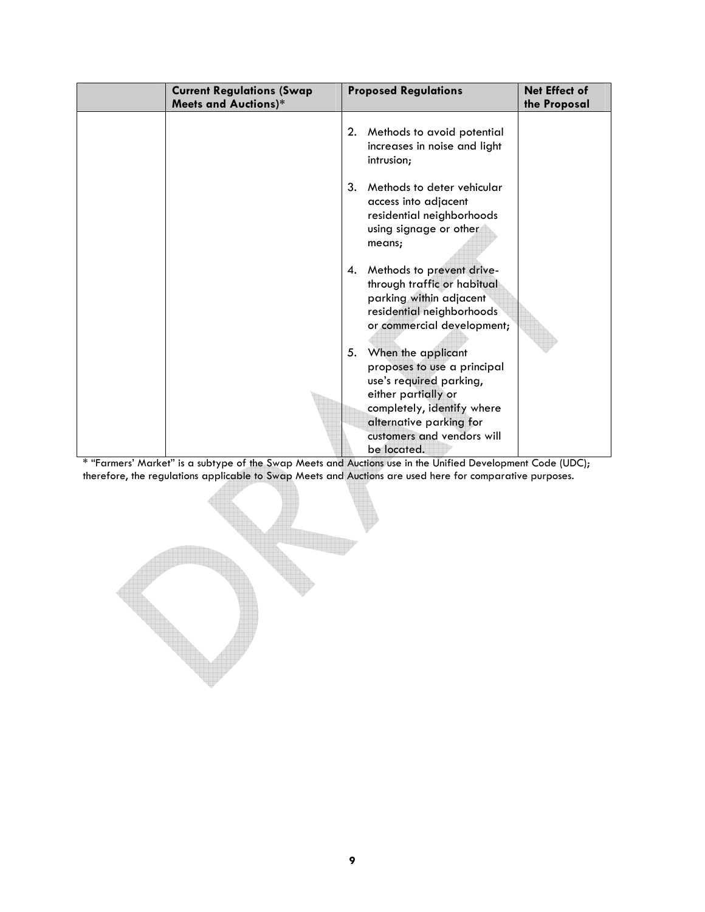|  | Current Regulations (Swap Meets and Auctions)* | Proposed Regulations | Net Effect of the Proposal |
|---|---|---|---|
|  |  | 2. Methods to avoid potential increases in noise and light intrusion;<br><br>3. Methods to deter vehicular access into adjacent residential neighborhoods using signage or other means;<br><br>4. Methods to prevent drive-through traffic or habitual parking within adjacent residential neighborhoods or commercial development;<br><br>5. When the applicant proposes to use a principal use's required parking, either partially or completely, identify where alternative parking for customers and vendors will be located. |  |

* "Farmers' Market" is a subtype of the Swap Meets and Auctions use in the Unified Development Code (UDC); therefore, the regulations applicable to Swap Meets and Auctions are used here for comparative purposes.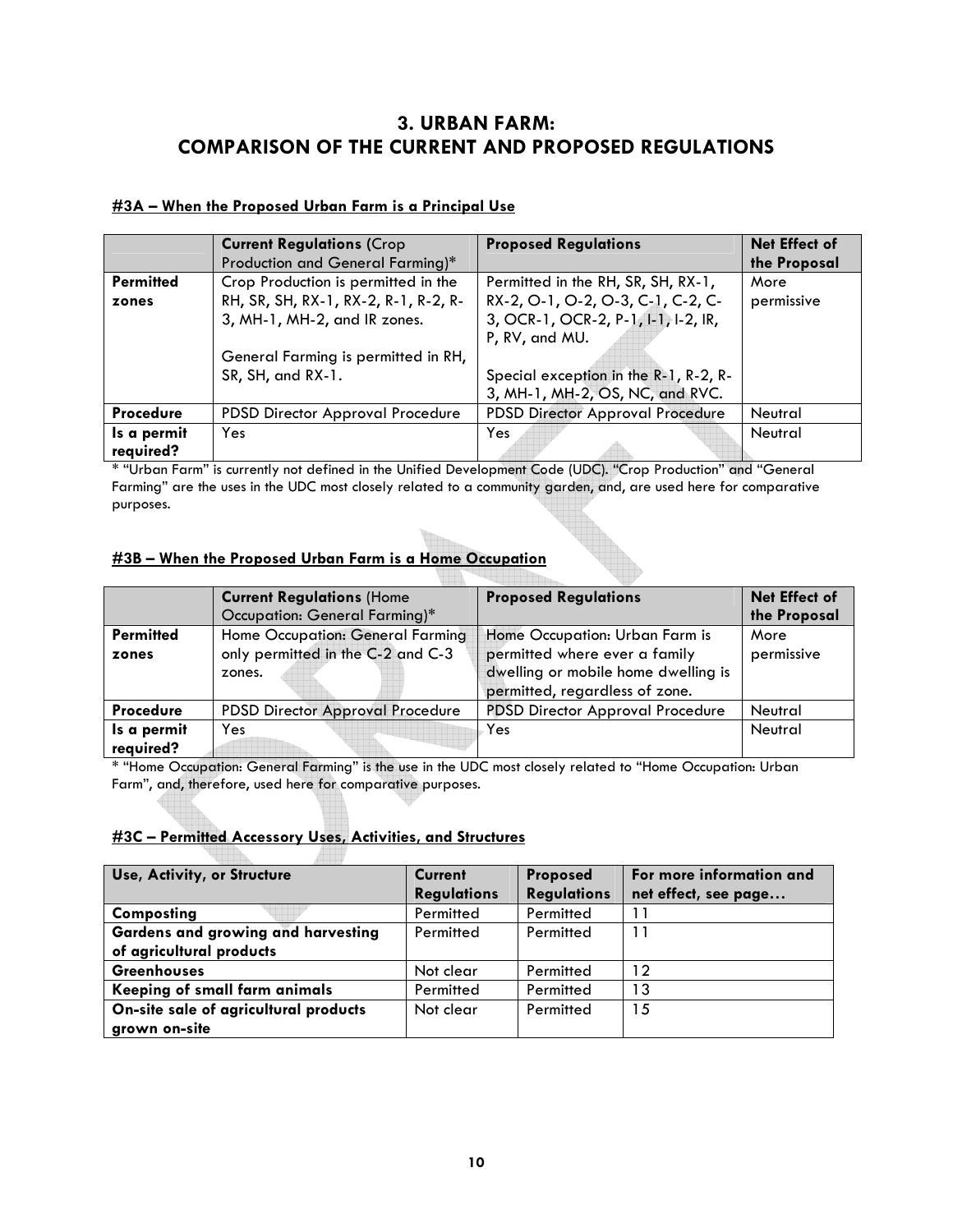# 3. URBAN FARM: COMPARISON OF THE CURRENT AND PROPOSED REGULATIONS

## #3A – When the Proposed Urban Farm is a Principal Use

| | Current Regulations (Crop Production and General Farming)* | Proposed Regulations | Net Effect of the Proposal |
|---|---|---|---|
| **Permitted zones** | Crop Production is permitted in the RH, SR, SH, RX-1, RX-2, R-1, R-2, R-3, MH-1, MH-2, and IR zones.<br><br>General Farming is permitted in RH, SR, SH, and RX-1. | Permitted in the RH, SR, SH, RX-1, RX-2, O-1, O-2, O-3, C-1, C-2, C-3, OCR-1, OCR-2, P-1, I-1, I-2, IR, P, RV, and MU.<br><br>Special exception in the R-1, R-2, R-3, MH-1, MH-2, OS, NC, and RVC. | More permissive |
| **Procedure** | PDSD Director Approval Procedure | PDSD Director Approval Procedure | Neutral |
| **Is a permit required?** | Yes | Yes | Neutral |

\* "Urban Farm" is currently not defined in the Unified Development Code (UDC). "Crop Production" and "General Farming" are the uses in the UDC most closely related to a community garden, and, are used here for comparative purposes.

## #3B – When the Proposed Urban Farm is a Home Occupation

| | Current Regulations (Home Occupation: General Farming)* | Proposed Regulations | Net Effect of the Proposal |
|---|---|---|---|
| **Permitted zones** | Home Occupation: General Farming only permitted in the C-2 and C-3 zones. | Home Occupation: Urban Farm is permitted where ever a family dwelling or mobile home dwelling is permitted, regardless of zone. | More permissive |
| **Procedure** | PDSD Director Approval Procedure | PDSD Director Approval Procedure | Neutral |
| **Is a permit required?** | Yes | Yes | Neutral |

\* "Home Occupation: General Farming" is the use in the UDC most closely related to "Home Occupation: Urban Farm", and, therefore, used here for comparative purposes.

## #3C – Permitted Accessory Uses, Activities, and Structures

| Use, Activity, or Structure | Current Regulations | Proposed Regulations | For more information and net effect, see page… |
|---|---|---|---|
| **Composting** | Permitted | Permitted | 11 |
| **Gardens and growing and harvesting of agricultural products** | Permitted | Permitted | 11 |
| **Greenhouses** | Not clear | Permitted | 12 |
| **Keeping of small farm animals** | Permitted | Permitted | 13 |
| **On-site sale of agricultural products grown on-site** | Not clear | Permitted | 15 |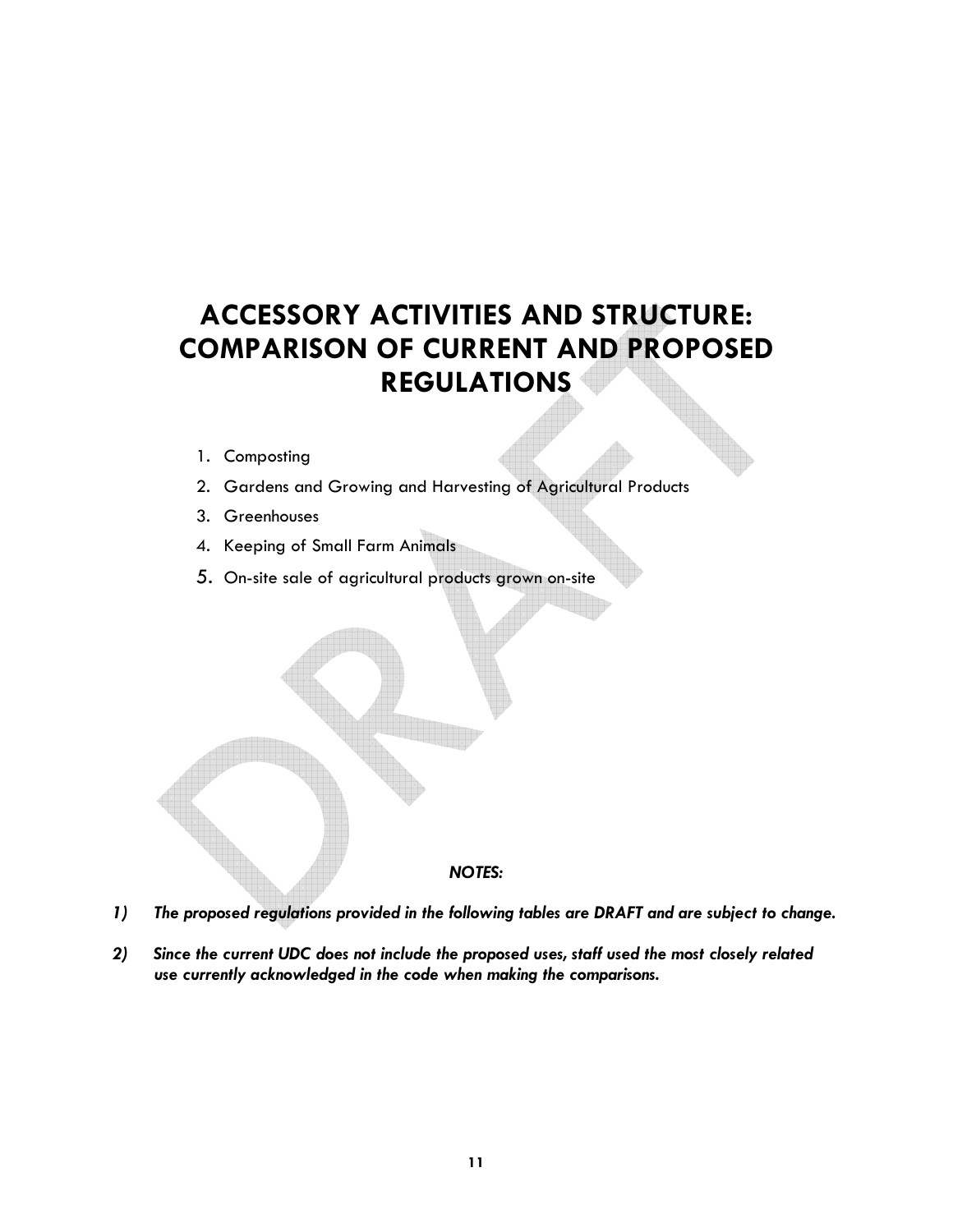# ACCESSORY ACTIVITIES AND STRUCTURE: COMPARISON OF CURRENT AND PROPOSED REGULATIONS

1. Composting
2. Gardens and Growing and Harvesting of Agricultural Products
3. Greenhouses
4. Keeping of Small Farm Animals
5. On-site sale of agricultural products grown on-site

***NOTES:***

1) ***The proposed regulations provided in the following tables are DRAFT and are subject to change.***

2) ***Since the current UDC does not include the proposed uses, staff used the most closely related use currently acknowledged in the code when making the comparisons.***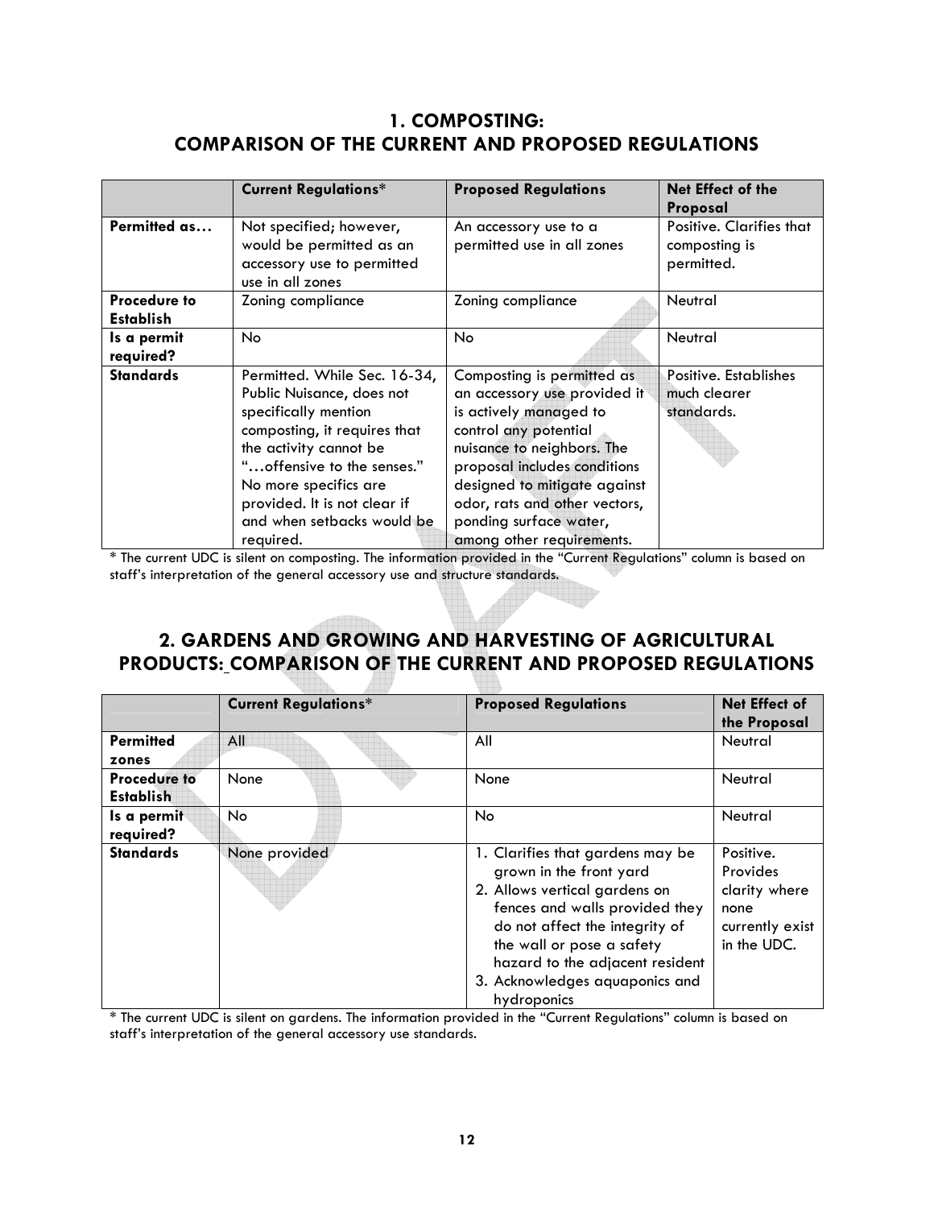## 1. COMPOSTING: COMPARISON OF THE CURRENT AND PROPOSED REGULATIONS

| | Current Regulations* | Proposed Regulations | Net Effect of the Proposal |
|---|---|---|---|
| **Permitted as…** | Not specified; however, would be permitted as an accessory use to permitted use in all zones | An accessory use to a permitted use in all zones | Positive. Clarifies that composting is permitted. |
| **Procedure to Establish** | Zoning compliance | Zoning compliance | Neutral |
| **Is a permit required?** | No | No | Neutral |
| **Standards** | Permitted. While Sec. 16-34, Public Nuisance, does not specifically mention composting, it requires that the activity cannot be "…offensive to the senses." No more specifics are provided. It is not clear if and when setbacks would be required. | Composting is permitted as an accessory use provided it is actively managed to control any potential nuisance to neighbors. The proposal includes conditions designed to mitigate against odor, rats and other vectors, ponding surface water, among other requirements. | Positive. Establishes much clearer standards. |

* The current UDC is silent on composting. The information provided in the "Current Regulations" column is based on staff's interpretation of the general accessory use and structure standards.

## 2. GARDENS AND GROWING AND HARVESTING OF AGRICULTURAL PRODUCTS: COMPARISON OF THE CURRENT AND PROPOSED REGULATIONS

| | Current Regulations* | Proposed Regulations | Net Effect of the Proposal |
|---|---|---|---|
| **Permitted zones** | All | All | Neutral |
| **Procedure to Establish** | None | None | Neutral |
| **Is a permit required?** | No | No | Neutral |
| **Standards** | None provided | 1. Clarifies that gardens may be grown in the front yard<br>2. Allows vertical gardens on fences and walls provided they do not affect the integrity of the wall or pose a safety hazard to the adjacent resident<br>3. Acknowledges aquaponics and hydroponics | Positive. Provides clarity where none currently exist in the UDC. |

* The current UDC is silent on gardens. The information provided in the "Current Regulations" column is based on staff's interpretation of the general accessory use standards.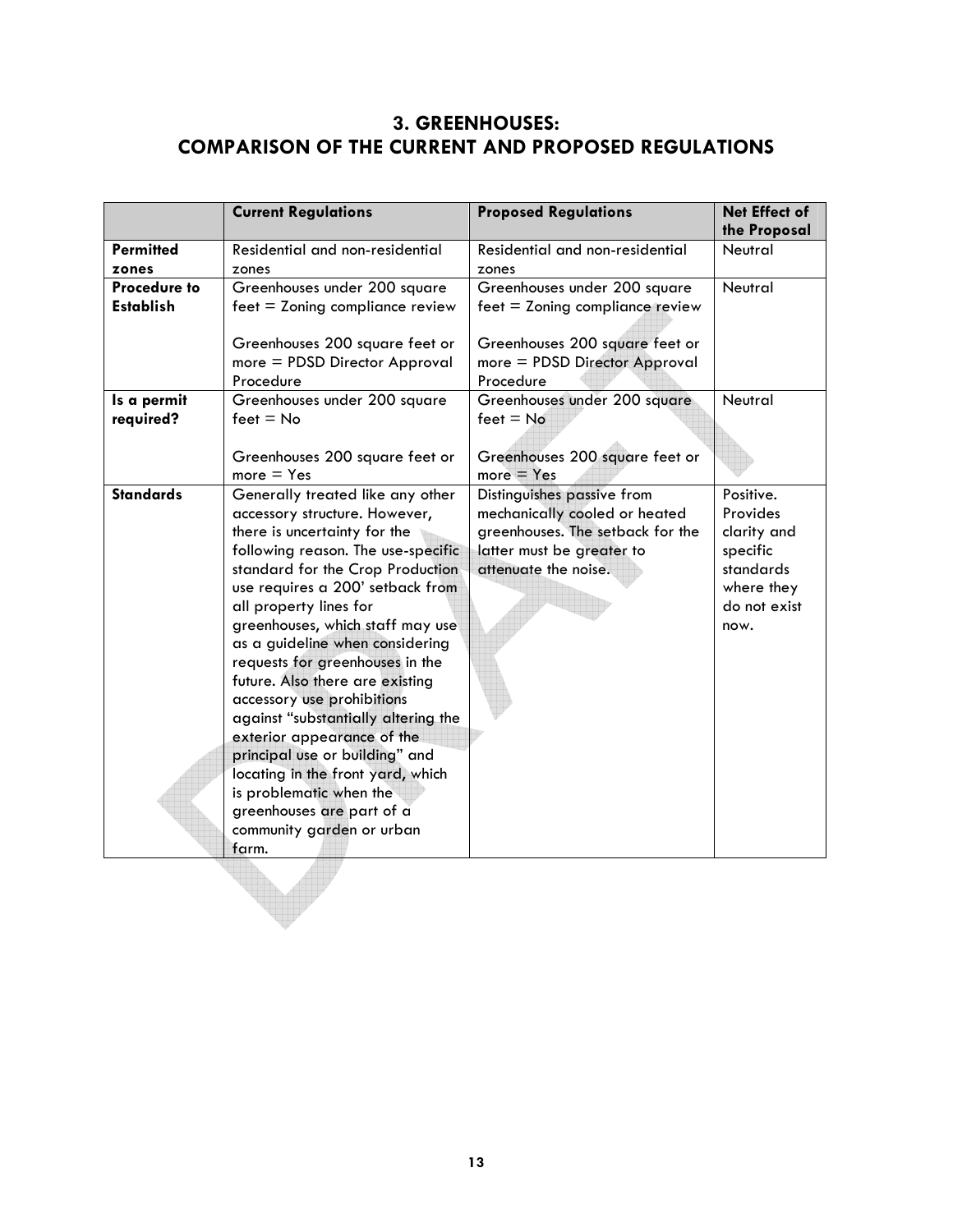# 3. GREENHOUSES: COMPARISON OF THE CURRENT AND PROPOSED REGULATIONS

| | **Current Regulations** | **Proposed Regulations** | **Net Effect of the Proposal** |
|---|---|---|---|
| **Permitted zones** | Residential and non-residential zones | Residential and non-residential zones | Neutral |
| **Procedure to Establish** | Greenhouses under 200 square feet = Zoning compliance review<br><br>Greenhouses 200 square feet or more = PDSD Director Approval Procedure | Greenhouses under 200 square feet = Zoning compliance review<br><br>Greenhouses 200 square feet or more = PDSD Director Approval Procedure | Neutral |
| **Is a permit required?** | Greenhouses under 200 square feet = No<br><br>Greenhouses 200 square feet or more = Yes | Greenhouses under 200 square feet = No<br><br>Greenhouses 200 square feet or more = Yes | Neutral |
| **Standards** | Generally treated like any other accessory structure. However, there is uncertainty for the following reason. The use-specific standard for the Crop Production use requires a 200' setback from all property lines for greenhouses, which staff may use as a guideline when considering requests for greenhouses in the future. Also there are existing accessory use prohibitions against "substantially altering the exterior appearance of the principal use or building" and locating in the front yard, which is problematic when the greenhouses are part of a community garden or urban farm. | Distinguishes passive from mechanically cooled or heated greenhouses. The setback for the latter must be greater to attenuate the noise. | Positive. Provides clarity and specific standards where they do not exist now. |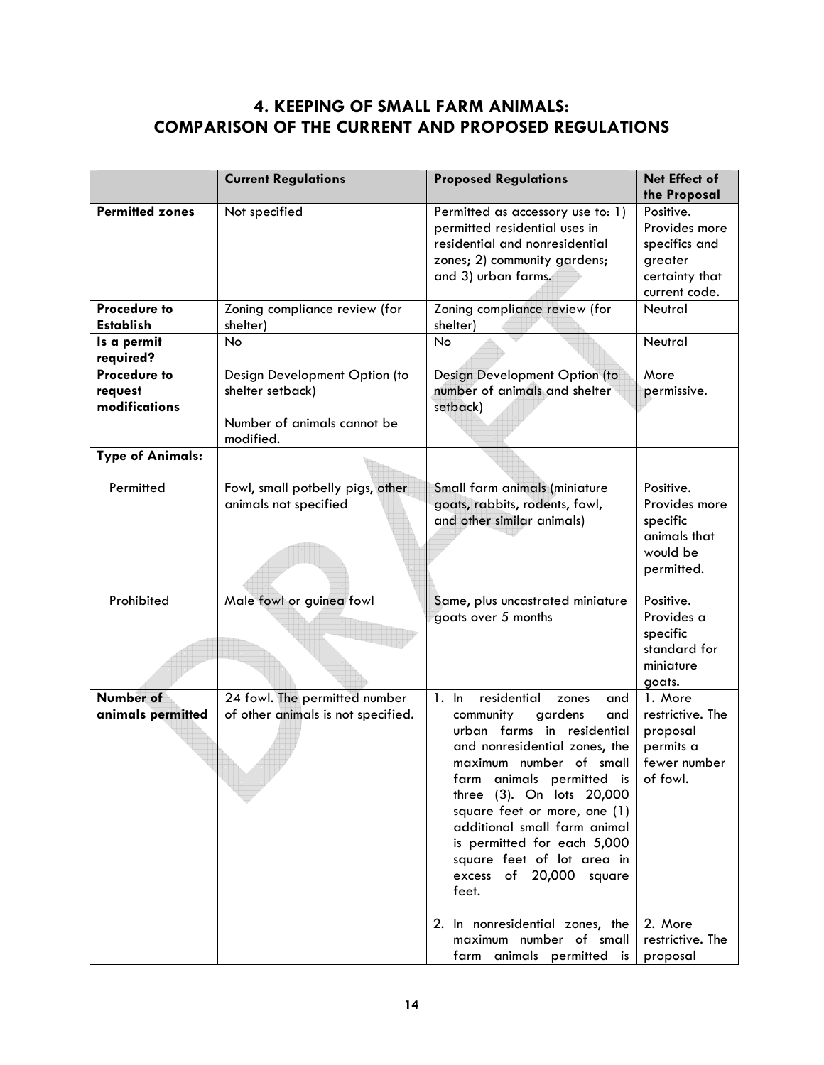# 4. KEEPING OF SMALL FARM ANIMALS: COMPARISON OF THE CURRENT AND PROPOSED REGULATIONS

| | Current Regulations | Proposed Regulations | Net Effect of the Proposal |
|---|---|---|---|
| **Permitted zones** | Not specified | Permitted as accessory use to: 1) permitted residential uses in residential and nonresidential zones; 2) community gardens; and 3) urban farms. | Positive. Provides more specifics and greater certainty that current code. |
| **Procedure to Establish** | Zoning compliance review (for shelter) | Zoning compliance review (for shelter) | Neutral |
| **Is a permit required?** | No | No | Neutral |
| **Procedure to request modifications** | Design Development Option (to shelter setback)<br><br>Number of animals cannot be modified. | Design Development Option (to number of animals and shelter setback) | More permissive. |
| **Type of Animals:** | | | |
| Permitted | Fowl, small potbelly pigs, other animals not specified | Small farm animals (miniature goats, rabbits, rodents, fowl, and other similar animals) | Positive. Provides more specific animals that would be permitted. |
| Prohibited | Male fowl or guinea fowl | Same, plus uncastrated miniature goats over 5 months | Positive. Provides a specific standard for miniature goats. |
| **Number of animals permitted** | 24 fowl. The permitted number of other animals is not specified. | 1. In residential zones and community gardens and urban farms in residential and nonresidential zones, the maximum number of small farm animals permitted is three (3). On lots 20,000 square feet or more, one (1) additional small farm animal is permitted for each 5,000 square feet of lot area in excess of 20,000 square feet.<br><br>2. In nonresidential zones, the maximum number of small farm animals permitted is | 1. More restrictive. The proposal permits a fewer number of fowl.<br><br>2. More restrictive. The proposal |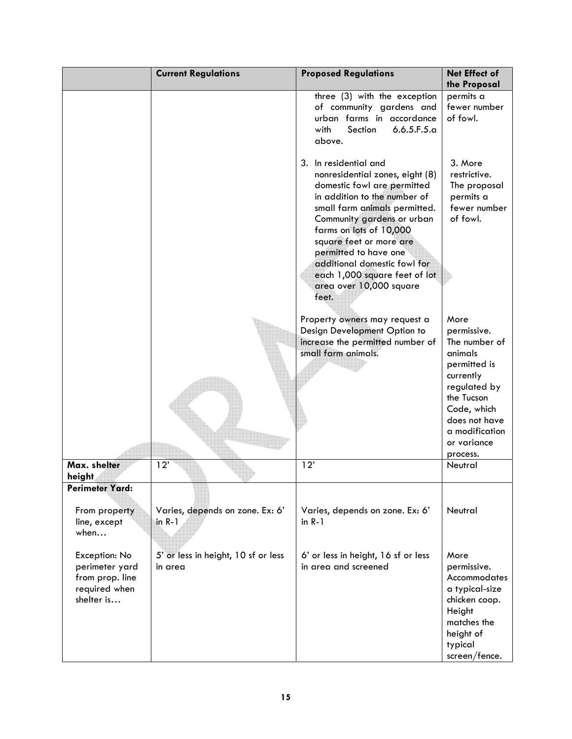| | Current Regulations | Proposed Regulations | Net Effect of the Proposal |
|---|---|---|---|
| | | three (3) with the exception of community gardens and urban farms in accordance with Section 6.6.5.F.5.a above. | permits a fewer number of fowl. |
| | | 3. In residential and nonresidential zones, eight (8) domestic fowl are permitted in addition to the number of small farm animals permitted. Community gardens or urban farms on lots of 10,000 square feet or more are permitted to have one additional domestic fowl for each 1,000 square feet of lot area over 10,000 square feet. | 3. More restrictive. The proposal permits a fewer number of fowl. |
| | | Property owners may request a Design Development Option to increase the permitted number of small farm animals. | More permissive. The number of animals permitted is currently regulated by the Tucson Code, which does not have a modification or variance process. |
| **Max. shelter height** | 12' | 12' | Neutral |
| **Perimeter Yard:** | | | |
| From property line, except when… | Varies, depends on zone. Ex: 6' in R-1 | Varies, depends on zone. Ex: 6' in R-1 | Neutral |
| Exception: No perimeter yard from prop. line required when shelter is… | 5' or less in height, 10 sf or less in area | 6' or less in height, 16 sf or less in area and screened | More permissive. Accommodates a typical-size chicken coop. Height matches the height of typical screen/fence. |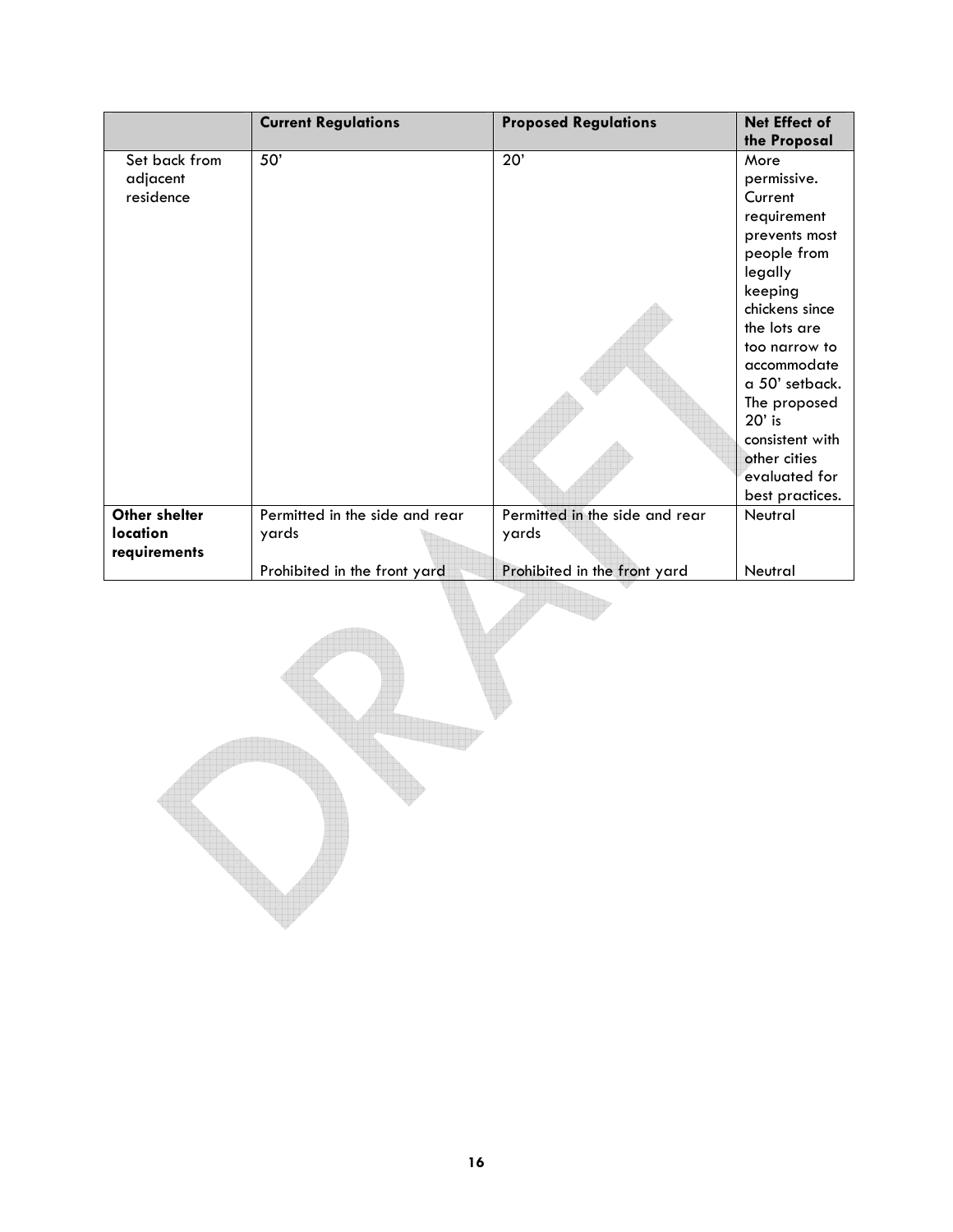| | **Current Regulations** | **Proposed Regulations** | **Net Effect of the Proposal** |
|---|---|---|---|
| Set back from adjacent residence | 50' | 20' | More permissive. Current requirement prevents most people from legally keeping chickens since the lots are too narrow to accommodate a 50' setback. The proposed 20' is consistent with other cities evaluated for best practices. |
| **Other shelter location requirements** | Permitted in the side and rear yards | Permitted in the side and rear yards | Neutral |
| | Prohibited in the front yard | Prohibited in the front yard | Neutral |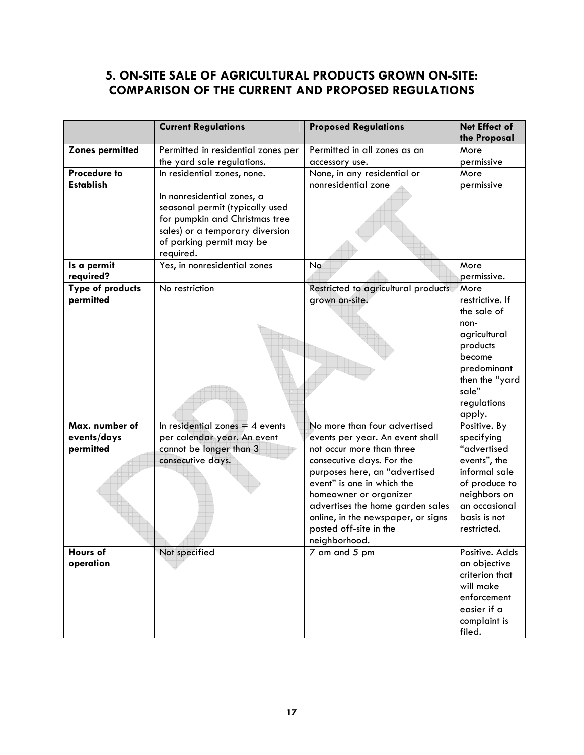## 5. ON-SITE SALE OF AGRICULTURAL PRODUCTS GROWN ON-SITE: COMPARISON OF THE CURRENT AND PROPOSED REGULATIONS

| | Current Regulations | Proposed Regulations | Net Effect of the Proposal |
|---|---|---|---|
| **Zones permitted** | Permitted in residential zones per the yard sale regulations. | Permitted in all zones as an accessory use. | More permissive |
| **Procedure to Establish** | In residential zones, none.<br><br>In nonresidential zones, a seasonal permit (typically used for pumpkin and Christmas tree sales) or a temporary diversion of parking permit may be required. | None, in any residential or nonresidential zone | More permissive |
| **Is a permit required?** | Yes, in nonresidential zones | No | More permissive. |
| **Type of products permitted** | No restriction | Restricted to agricultural products grown on-site. | More restrictive. If the sale of non-agricultural products become predominant then the "yard sale" regulations apply. |
| **Max. number of events/days permitted** | In residential zones = 4 events per calendar year. An event cannot be longer than 3 consecutive days. | No more than four advertised events per year. An event shall not occur more than three consecutive days. For the purposes here, an "advertised event" is one in which the homeowner or organizer advertises the home garden sales online, in the newspaper, or signs posted off-site in the neighborhood. | Positive. By specifying "advertised events", the informal sale of produce to neighbors on an occasional basis is not restricted. |
| **Hours of operation** | Not specified | 7 am and 5 pm | Positive. Adds an objective criterion that will make enforcement easier if a complaint is filed. |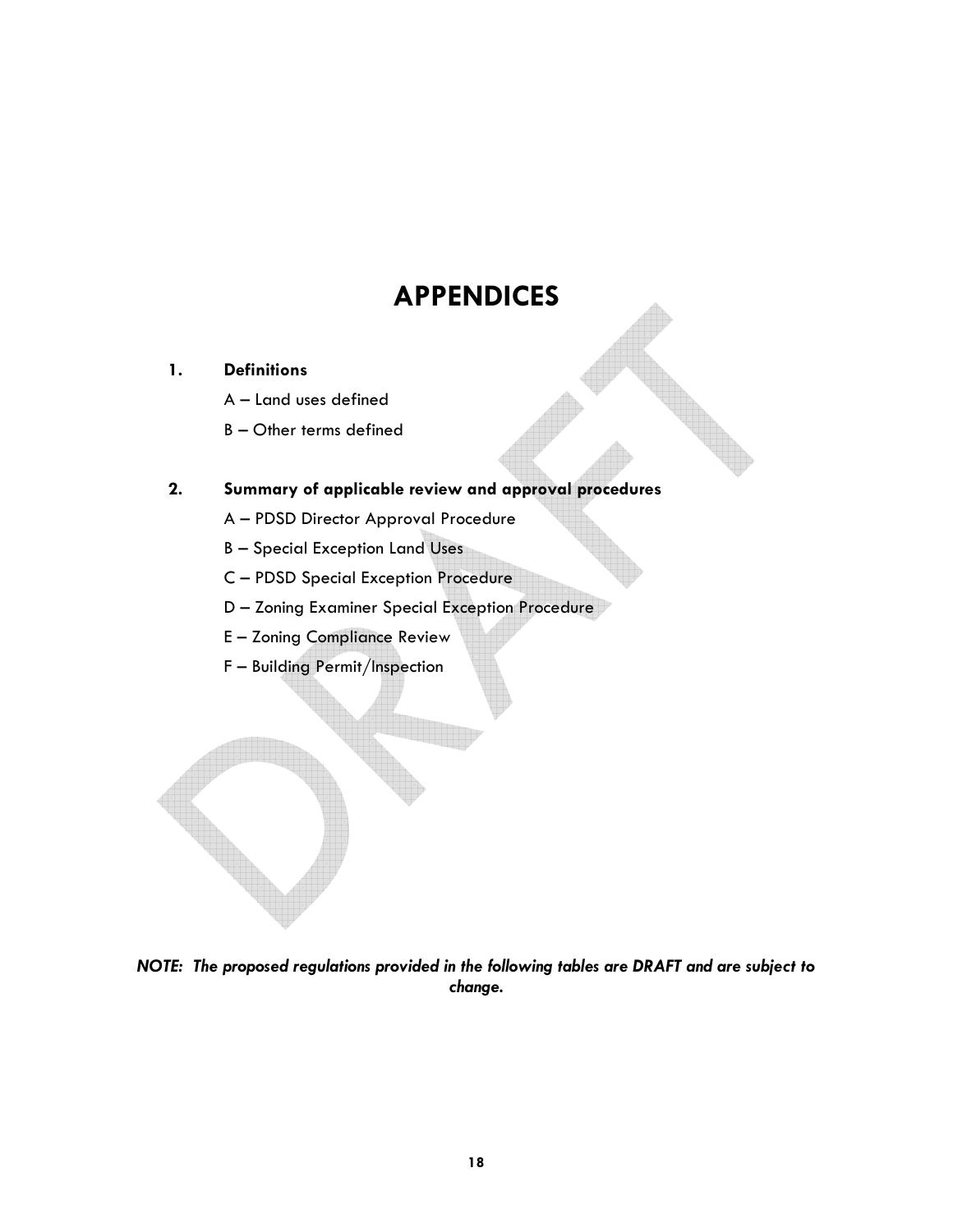# APPENDICES

**1. Definitions**

A – Land uses defined

B – Other terms defined

**2. Summary of applicable review and approval procedures**

A – PDSD Director Approval Procedure

B – Special Exception Land Uses

C – PDSD Special Exception Procedure

D – Zoning Examiner Special Exception Procedure

E – Zoning Compliance Review

F – Building Permit/Inspection

***NOTE: The proposed regulations provided in the following tables are DRAFT and are subject to change.***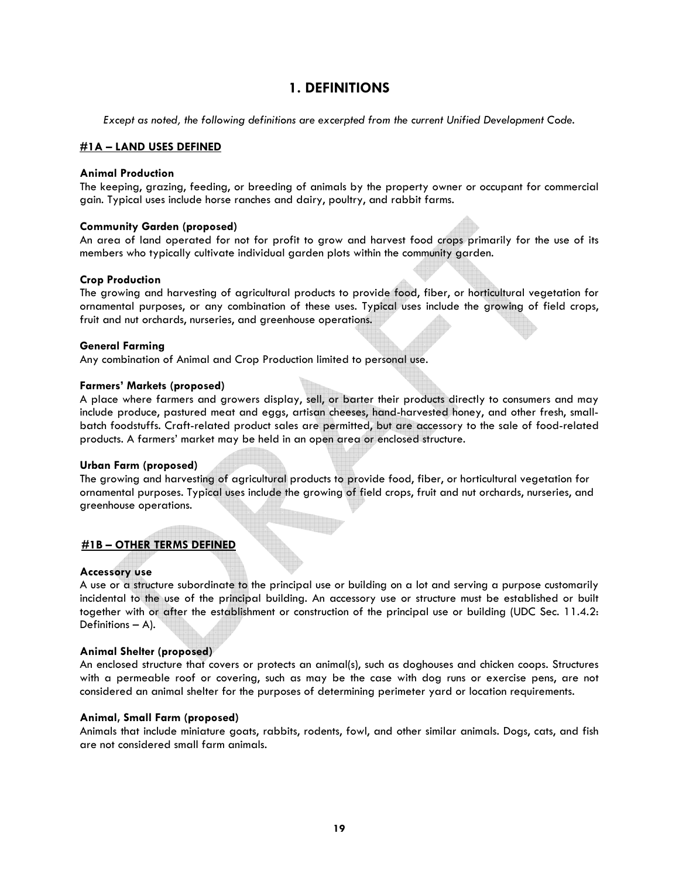# 1. DEFINITIONS

*Except as noted, the following definitions are excerpted from the current Unified Development Code.*

## #1A – LAND USES DEFINED

**Animal Production**
The keeping, grazing, feeding, or breeding of animals by the property owner or occupant for commercial gain. Typical uses include horse ranches and dairy, poultry, and rabbit farms.

**Community Garden (proposed)**
An area of land operated for not for profit to grow and harvest food crops primarily for the use of its members who typically cultivate individual garden plots within the community garden.

**Crop Production**
The growing and harvesting of agricultural products to provide food, fiber, or horticultural vegetation for ornamental purposes, or any combination of these uses. Typical uses include the growing of field crops, fruit and nut orchards, nurseries, and greenhouse operations.

**General Farming**
Any combination of Animal and Crop Production limited to personal use.

**Farmers' Markets (proposed)**
A place where farmers and growers display, sell, or barter their products directly to consumers and may include produce, pastured meat and eggs, artisan cheeses, hand-harvested honey, and other fresh, small-batch foodstuffs. Craft-related product sales are permitted, but are accessory to the sale of food-related products. A farmers' market may be held in an open area or enclosed structure.

**Urban Farm (proposed)**
The growing and harvesting of agricultural products to provide food, fiber, or horticultural vegetation for ornamental purposes. Typical uses include the growing of field crops, fruit and nut orchards, nurseries, and greenhouse operations.

## #1B – OTHER TERMS DEFINED

**Accessory use**
A use or a structure subordinate to the principal use or building on a lot and serving a purpose customarily incidental to the use of the principal building. An accessory use or structure must be established or built together with or after the establishment or construction of the principal use or building (UDC Sec. 11.4.2: Definitions – A).

**Animal Shelter (proposed)**
An enclosed structure that covers or protects an animal(s), such as doghouses and chicken coops. Structures with a permeable roof or covering, such as may be the case with dog runs or exercise pens, are not considered an animal shelter for the purposes of determining perimeter yard or location requirements.

**Animal, Small Farm (proposed)**
Animals that include miniature goats, rabbits, rodents, fowl, and other similar animals. Dogs, cats, and fish are not considered small farm animals.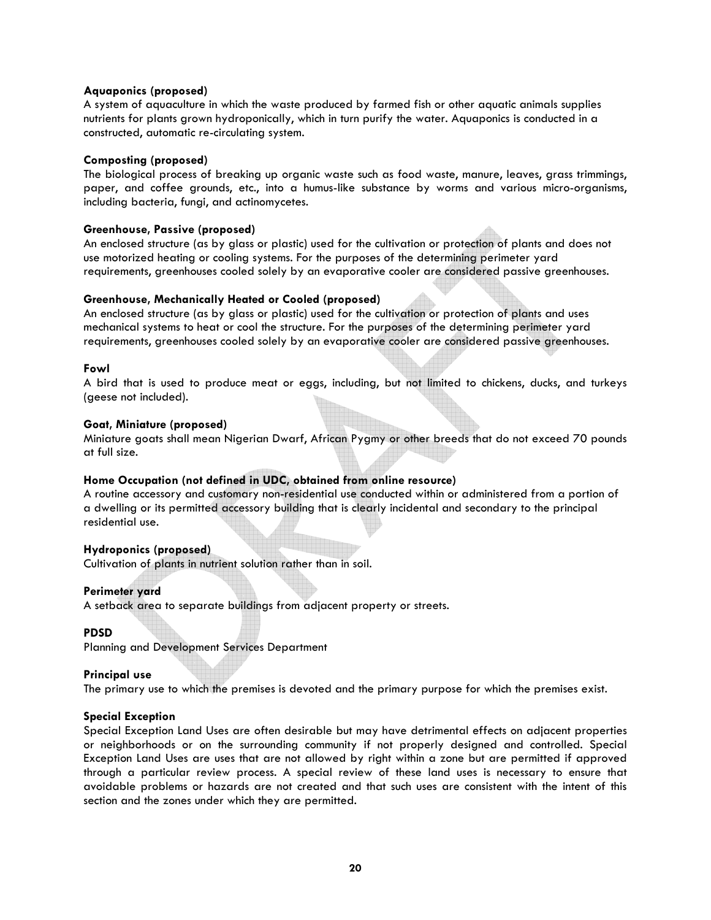**Aquaponics (proposed)**
A system of aquaculture in which the waste produced by farmed fish or other aquatic animals supplies nutrients for plants grown hydroponically, which in turn purify the water. Aquaponics is conducted in a constructed, automatic re-circulating system.

**Composting (proposed)**
The biological process of breaking up organic waste such as food waste, manure, leaves, grass trimmings, paper, and coffee grounds, etc., into a humus-like substance by worms and various micro-organisms, including bacteria, fungi, and actinomycetes.

**Greenhouse, Passive (proposed)**
An enclosed structure (as by glass or plastic) used for the cultivation or protection of plants and does not use motorized heating or cooling systems. For the purposes of the determining perimeter yard requirements, greenhouses cooled solely by an evaporative cooler are considered passive greenhouses.

**Greenhouse, Mechanically Heated or Cooled (proposed)**
An enclosed structure (as by glass or plastic) used for the cultivation or protection of plants and uses mechanical systems to heat or cool the structure. For the purposes of the determining perimeter yard requirements, greenhouses cooled solely by an evaporative cooler are considered passive greenhouses.

**Fowl**
A bird that is used to produce meat or eggs, including, but not limited to chickens, ducks, and turkeys (geese not included).

**Goat, Miniature (proposed)**
Miniature goats shall mean Nigerian Dwarf, African Pygmy or other breeds that do not exceed 70 pounds at full size.

**Home Occupation (not defined in UDC, obtained from online resource)**
A routine accessory and customary non-residential use conducted within or administered from a portion of a dwelling or its permitted accessory building that is clearly incidental and secondary to the principal residential use.

**Hydroponics (proposed)**
Cultivation of plants in nutrient solution rather than in soil.

**Perimeter yard**
A setback area to separate buildings from adjacent property or streets.

**PDSD**
Planning and Development Services Department

**Principal use**
The primary use to which the premises is devoted and the primary purpose for which the premises exist.

**Special Exception**
Special Exception Land Uses are often desirable but may have detrimental effects on adjacent properties or neighborhoods or on the surrounding community if not properly designed and controlled. Special Exception Land Uses are uses that are not allowed by right within a zone but are permitted if approved through a particular review process. A special review of these land uses is necessary to ensure that avoidable problems or hazards are not created and that such uses are consistent with the intent of this section and the zones under which they are permitted.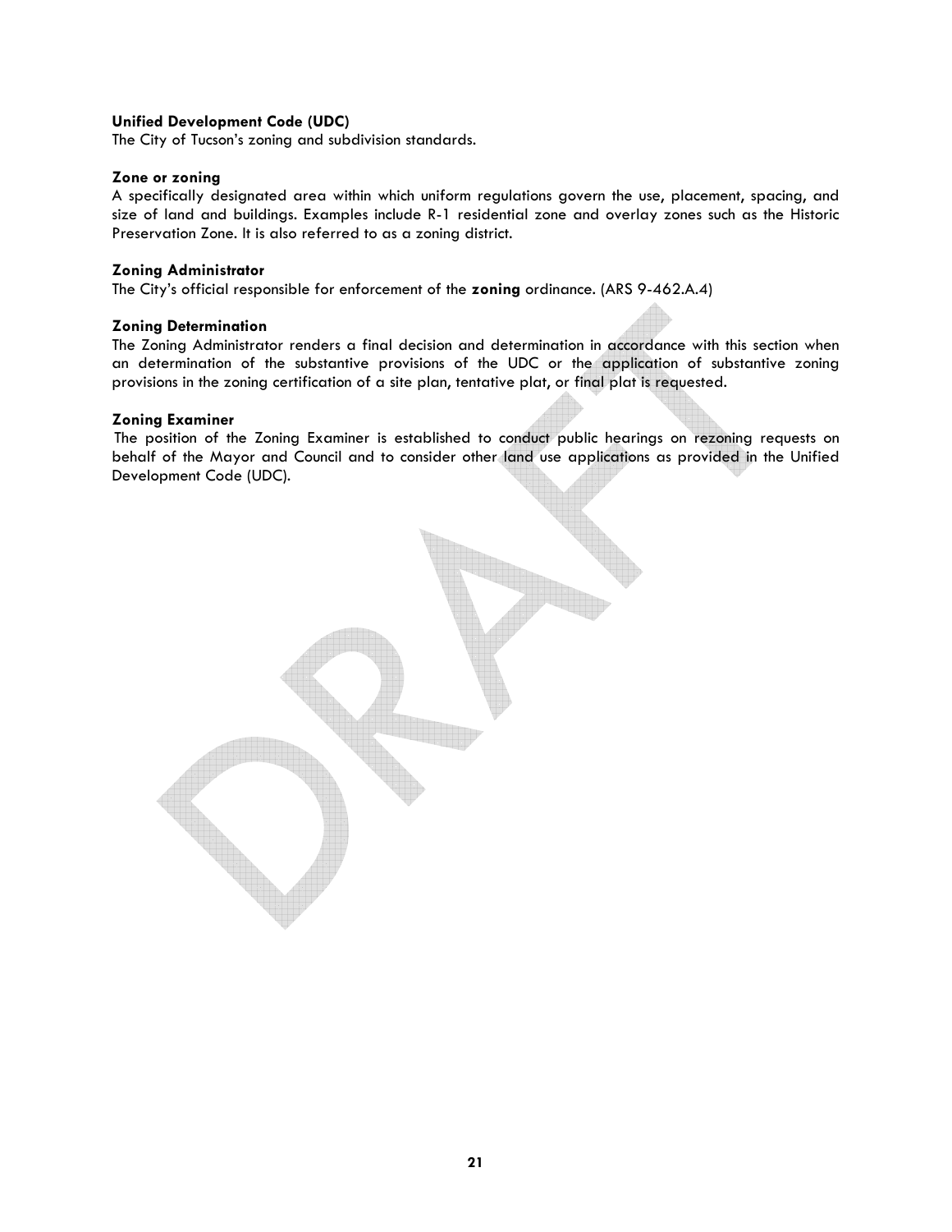**Unified Development Code (UDC)**
The City of Tucson's zoning and subdivision standards.

**Zone or zoning**
A specifically designated area within which uniform regulations govern the use, placement, spacing, and size of land and buildings. Examples include R-1 residential zone and overlay zones such as the Historic Preservation Zone. It is also referred to as a zoning district.

**Zoning Administrator**
The City's official responsible for enforcement of the **zoning** ordinance. (ARS 9-462.A.4)

**Zoning Determination**
The Zoning Administrator renders a final decision and determination in accordance with this section when an determination of the substantive provisions of the UDC or the application of substantive zoning provisions in the zoning certification of a site plan, tentative plat, or final plat is requested.

**Zoning Examiner**
The position of the Zoning Examiner is established to conduct public hearings on rezoning requests on behalf of the Mayor and Council and to consider other land use applications as provided in the Unified Development Code (UDC).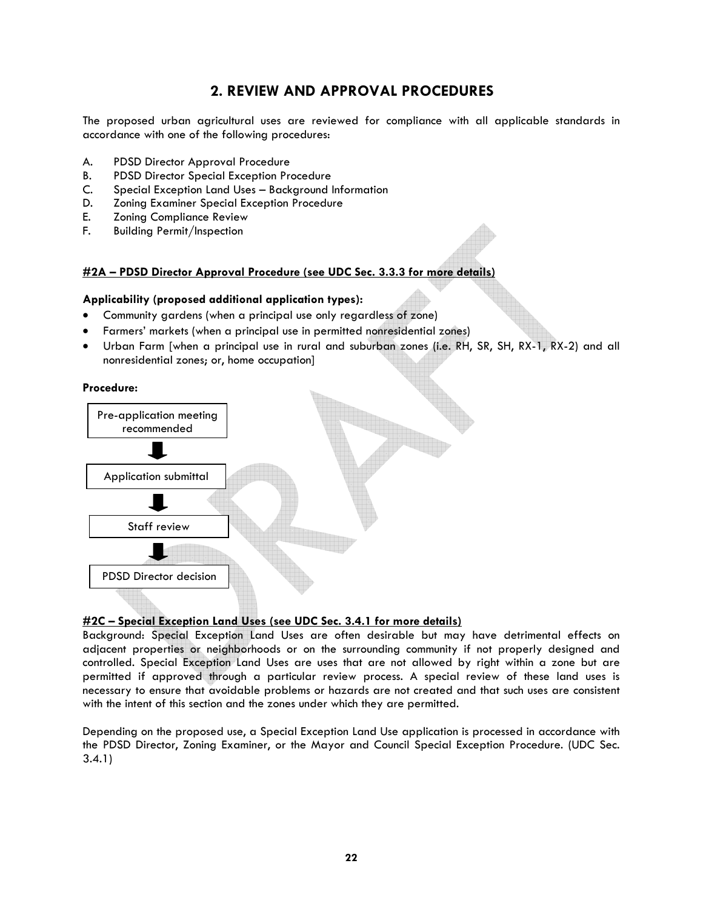## 2. REVIEW AND APPROVAL PROCEDURES

The proposed urban agricultural uses are reviewed for compliance with all applicable standards in accordance with one of the following procedures:

A. PDSD Director Approval Procedure
B. PDSD Director Special Exception Procedure
C. Special Exception Land Uses – Background Information
D. Zoning Examiner Special Exception Procedure
E. Zoning Compliance Review
F. Building Permit/Inspection

**#2A – PDSD Director Approval Procedure (see UDC Sec. 3.3.3 for more details)**

**Applicability (proposed additional application types):**

- Community gardens (when a principal use only regardless of zone)
- Farmers' markets (when a principal use in permitted nonresidential zones)
- Urban Farm [when a principal use in rural and suburban zones (i.e. RH, SR, SH, RX-1, RX-2) and all nonresidential zones; or, home occupation]

**Procedure:**

Pre-application meeting recommended
↓
Application submittal
↓
Staff review
↓
PDSD Director decision

**#2C – Special Exception Land Uses (see UDC Sec. 3.4.1 for more details)**

Background: Special Exception Land Uses are often desirable but may have detrimental effects on adjacent properties or neighborhoods or on the surrounding community if not properly designed and controlled. Special Exception Land Uses are uses that are not allowed by right within a zone but are permitted if approved through a particular review process. A special review of these land uses is necessary to ensure that avoidable problems or hazards are not created and that such uses are consistent with the intent of this section and the zones under which they are permitted.

Depending on the proposed use, a Special Exception Land Use application is processed in accordance with the PDSD Director, Zoning Examiner, or the Mayor and Council Special Exception Procedure. (UDC Sec. 3.4.1)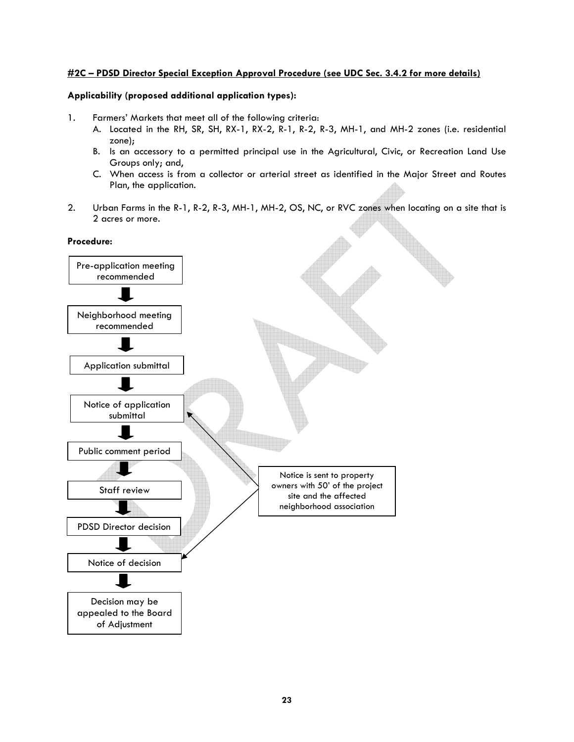#### **#2C – PDSD Director Special Exception Approval Procedure (see UDC Sec. 3.4.2 for more details)**

**Applicability (proposed additional application types):**

1. Farmers' Markets that meet all of the following criteria:
   A. Located in the RH, SR, SH, RX-1, RX-2, R-1, R-2, R-3, MH-1, and MH-2 zones (i.e. residential zone);
   B. Is an accessory to a permitted principal use in the Agricultural, Civic, or Recreation Land Use Groups only; and,
   C. When access is from a collector or arterial street as identified in the Major Street and Routes Plan, the application.

2. Urban Farms in the R-1, R-2, R-3, MH-1, MH-2, OS, NC, or RVC zones when locating on a site that is 2 acres or more.

**Procedure:**

Pre-application meeting recommended

↓

Neighborhood meeting recommended

↓

Application submittal

↓

Notice of application submittal

↓

Public comment period

↓

Staff review

↓

PDSD Director decision

↓

Notice of decision

↓

Decision may be appealed to the Board of Adjustment

Notice is sent to property owners with 50' of the project site and the affected neighborhood association (applies to: Notice of application submittal; Notice of decision)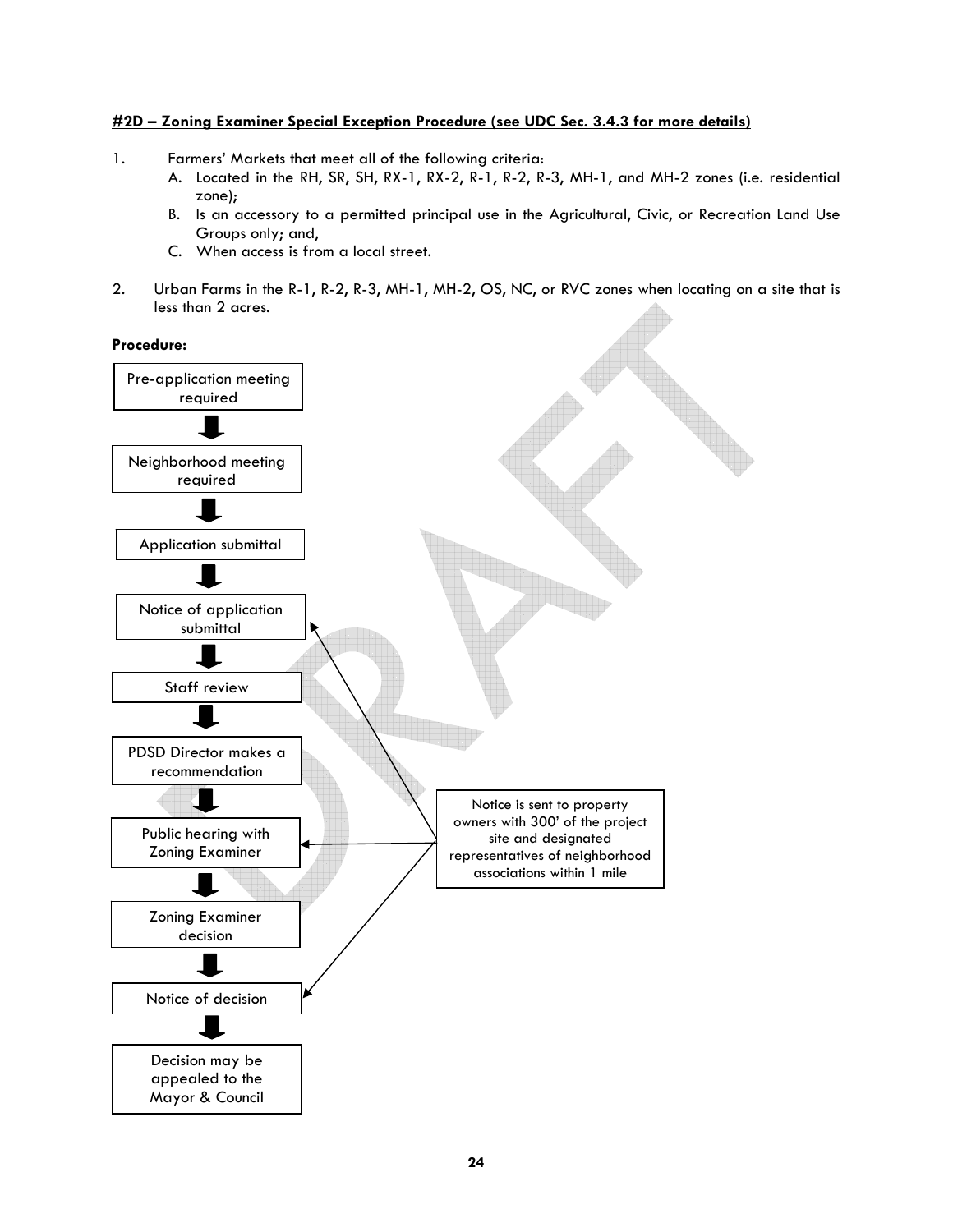**#2D – Zoning Examiner Special Exception Procedure (see UDC Sec. 3.4.3 for more details)**

1. Farmers' Markets that meet all of the following criteria:
   A. Located in the RH, SR, SH, RX-1, RX-2, R-1, R-2, R-3, MH-1, and MH-2 zones (i.e. residential zone);
   B. Is an accessory to a permitted principal use in the Agricultural, Civic, or Recreation Land Use Groups only; and,
   C. When access is from a local street.

2. Urban Farms in the R-1, R-2, R-3, MH-1, MH-2, OS, NC, or RVC zones when locating on a site that is less than 2 acres.

**Procedure:**

Pre-application meeting required

↓

Neighborhood meeting required

↓

Application submittal

↓

Notice of application submittal

↓

Staff review

↓

PDSD Director makes a recommendation

↓

Public hearing with Zoning Examiner

↓

Zoning Examiner decision

↓

Notice of decision

↓

Decision may be appealed to the Mayor & Council

Notice is sent to property owners with 300' of the project site and designated representatives of neighborhood associations within 1 mile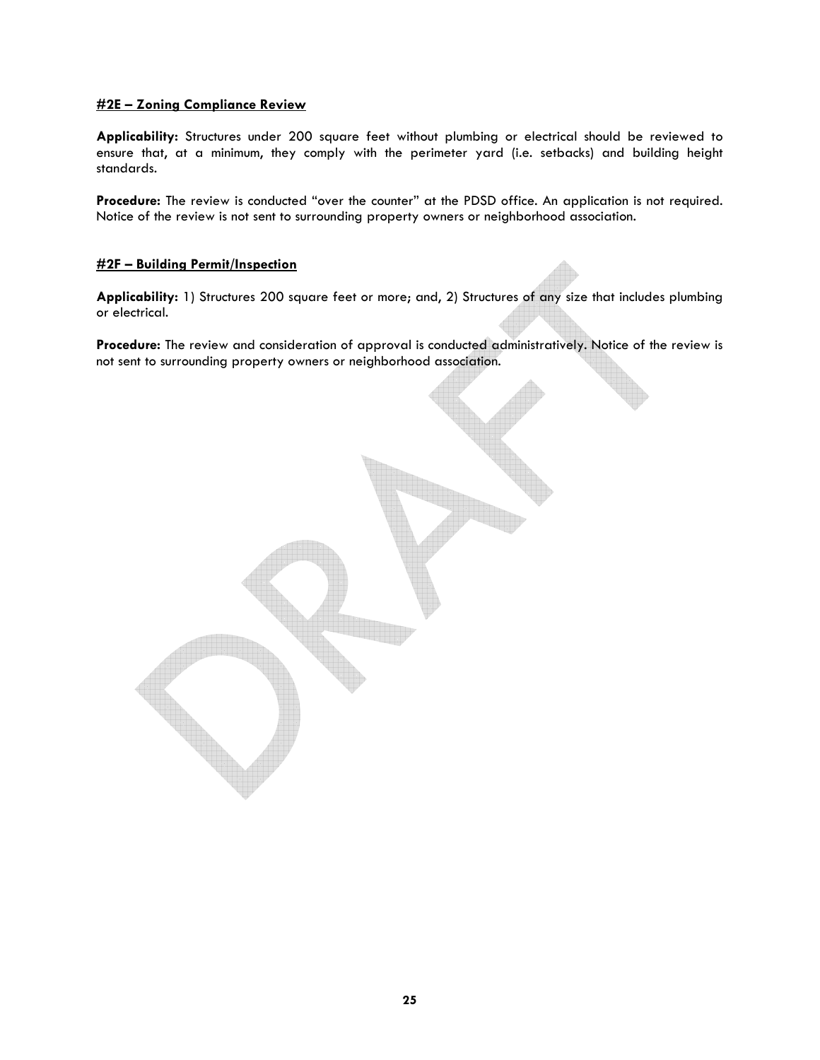#### **#2E – Zoning Compliance Review**

**Applicability:** Structures under 200 square feet without plumbing or electrical should be reviewed to ensure that, at a minimum, they comply with the perimeter yard (i.e. setbacks) and building height standards.

**Procedure:** The review is conducted "over the counter" at the PDSD office. An application is not required. Notice of the review is not sent to surrounding property owners or neighborhood association.

#### **#2F – Building Permit/Inspection**

**Applicability:** 1) Structures 200 square feet or more; and, 2) Structures of any size that includes plumbing or electrical.

**Procedure:** The review and consideration of approval is conducted administratively. Notice of the review is not sent to surrounding property owners or neighborhood association.